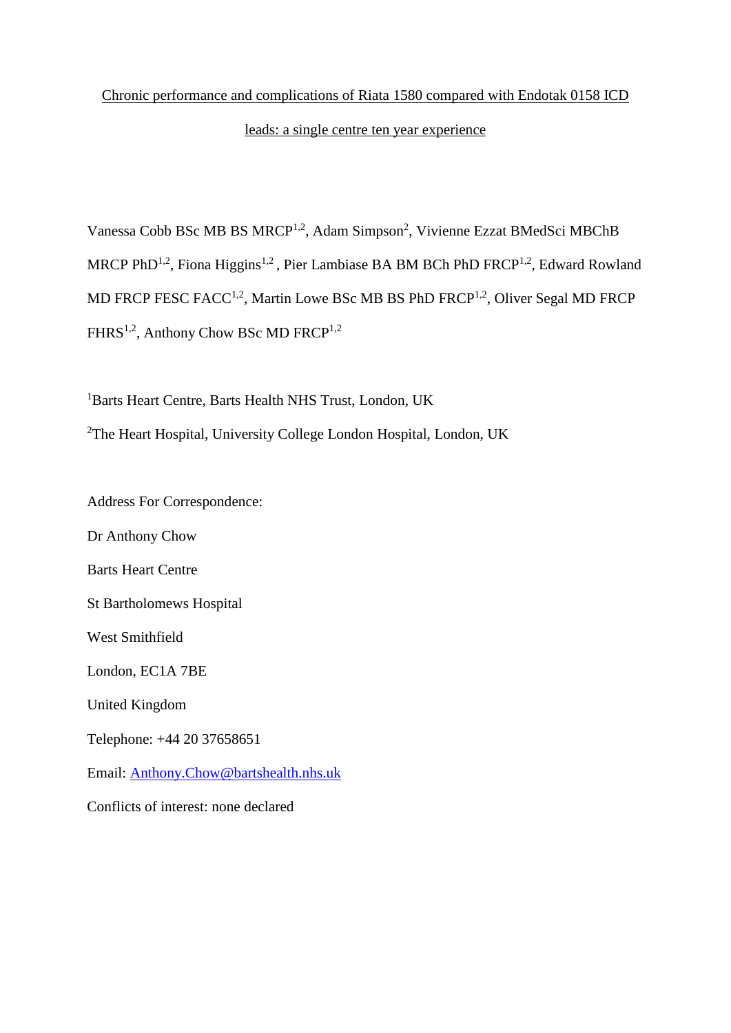# Chronic performance and complications of Riata 1580 compared with Endotak 0158 ICD leads: a single centre ten year experience

Vanessa Cobb BSc MB BS MRCP[1,2], Adam Simpson[2], Vivienne Ezzat BMedSci MBChB MRCP PhD[1,2], Fiona Higgins[1,2], Pier Lambiase BA BM BCh PhD FRCP[1,2], Edward Rowland MD FRCP FESC FACC[1,2], Martin Lowe BSc MB BS PhD FRCP[1,2], Oliver Segal MD FRCP FHRS[1,2], Anthony Chow BSc MD FRCP[1,2]

[1]Barts Heart Centre, Barts Health NHS Trust, London, UK

[2]The Heart Hospital, University College London Hospital, London, UK

Address For Correspondence:

Dr Anthony Chow

Barts Heart Centre

St Bartholomews Hospital

West Smithfield

London, EC1A 7BE

United Kingdom

Telephone: +44 20 37658651

Email: Anthony.Chow@bartshealth.nhs.uk

Conflicts of interest: none declared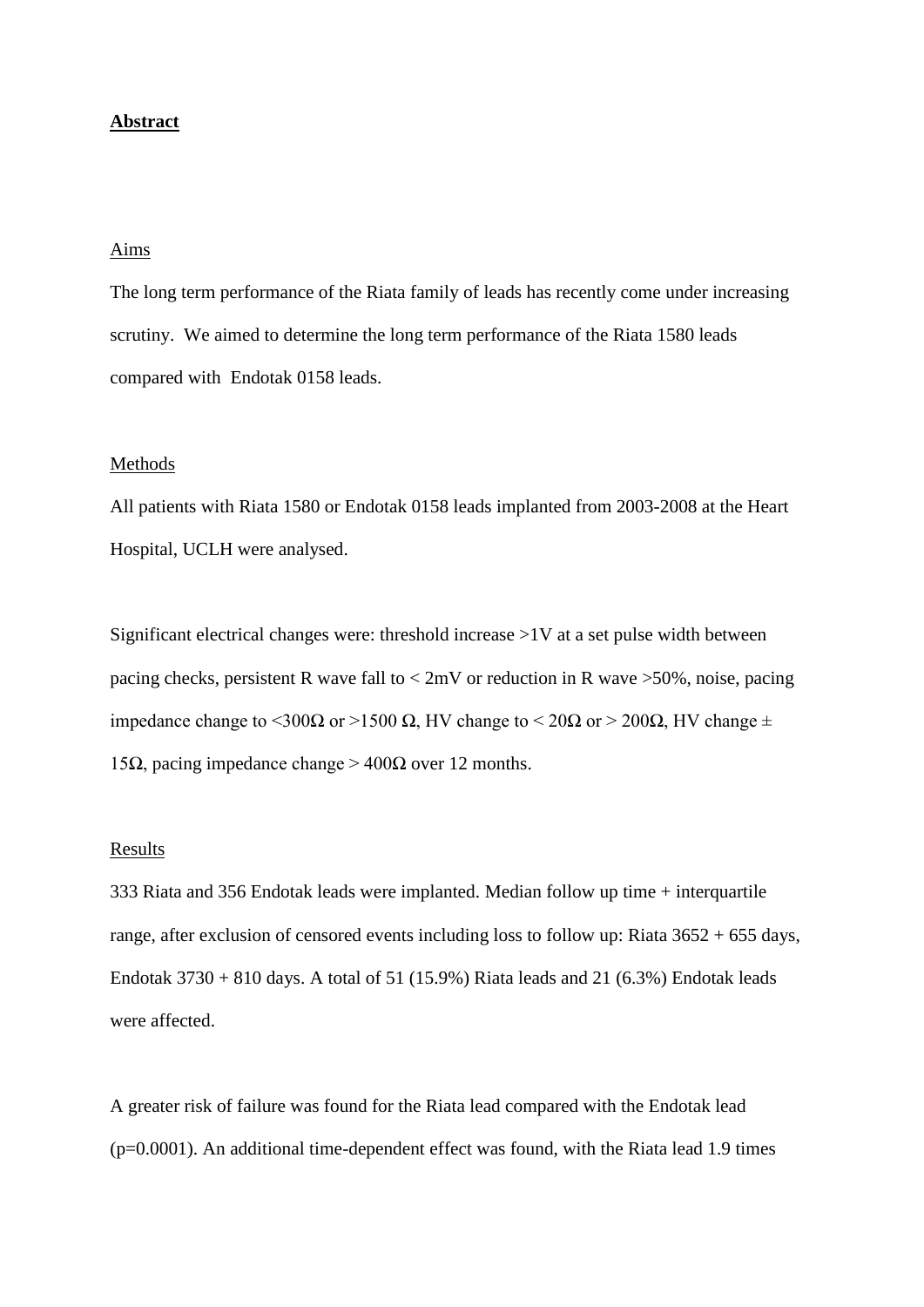## **Abstract**

Aims

The long term performance of the Riata family of leads has recently come under increasing scrutiny. We aimed to determine the long term performance of the Riata 1580 leads compared with Endotak 0158 leads.

Methods

All patients with Riata 1580 or Endotak 0158 leads implanted from 2003-2008 at the Heart Hospital, UCLH were analysed.

Significant electrical changes were: threshold increase >1V at a set pulse width between pacing checks, persistent R wave fall to < 2mV or reduction in R wave >50%, noise, pacing impedance change to <300Ω or >1500 Ω, HV change to < 20Ω or > 200Ω, HV change ± 15Ω, pacing impedance change > 400Ω over 12 months.

Results

333 Riata and 356 Endotak leads were implanted. Median follow up time + interquartile range, after exclusion of censored events including loss to follow up: Riata 3652 + 655 days, Endotak 3730 + 810 days. A total of 51 (15.9%) Riata leads and 21 (6.3%) Endotak leads were affected.

A greater risk of failure was found for the Riata lead compared with the Endotak lead (p=0.0001). An additional time-dependent effect was found, with the Riata lead 1.9 times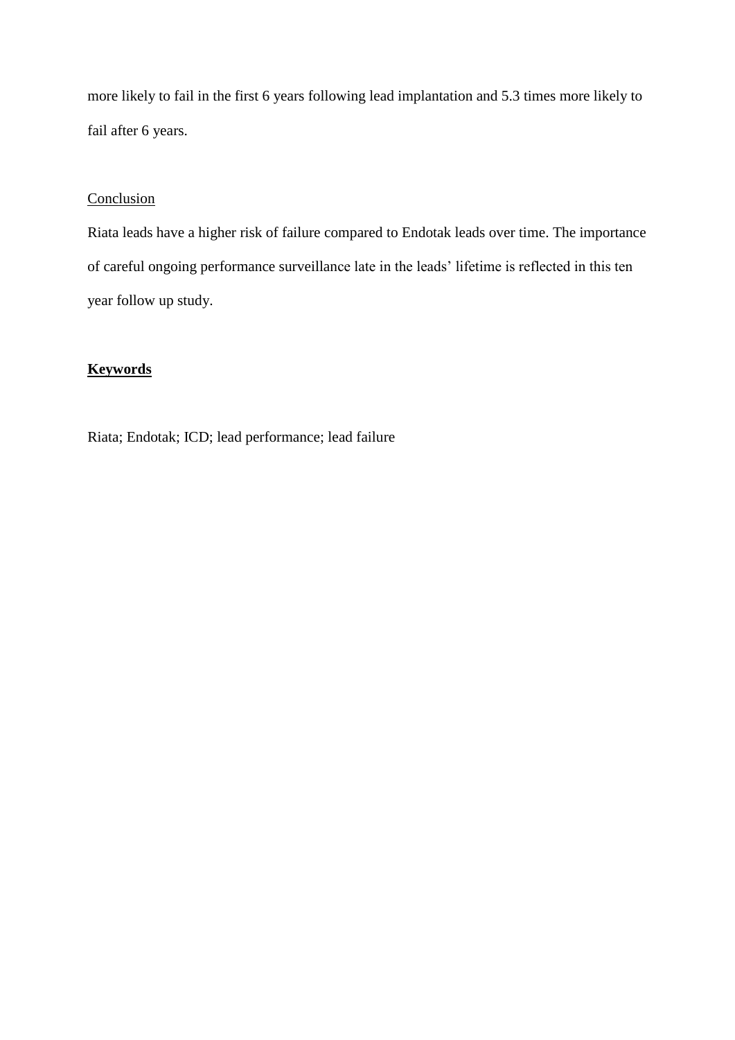more likely to fail in the first 6 years following lead implantation and 5.3 times more likely to fail after 6 years.

Conclusion

Riata leads have a higher risk of failure compared to Endotak leads over time. The importance of careful ongoing performance surveillance late in the leads' lifetime is reflected in this ten year follow up study.

**Keywords**

Riata; Endotak; ICD; lead performance; lead failure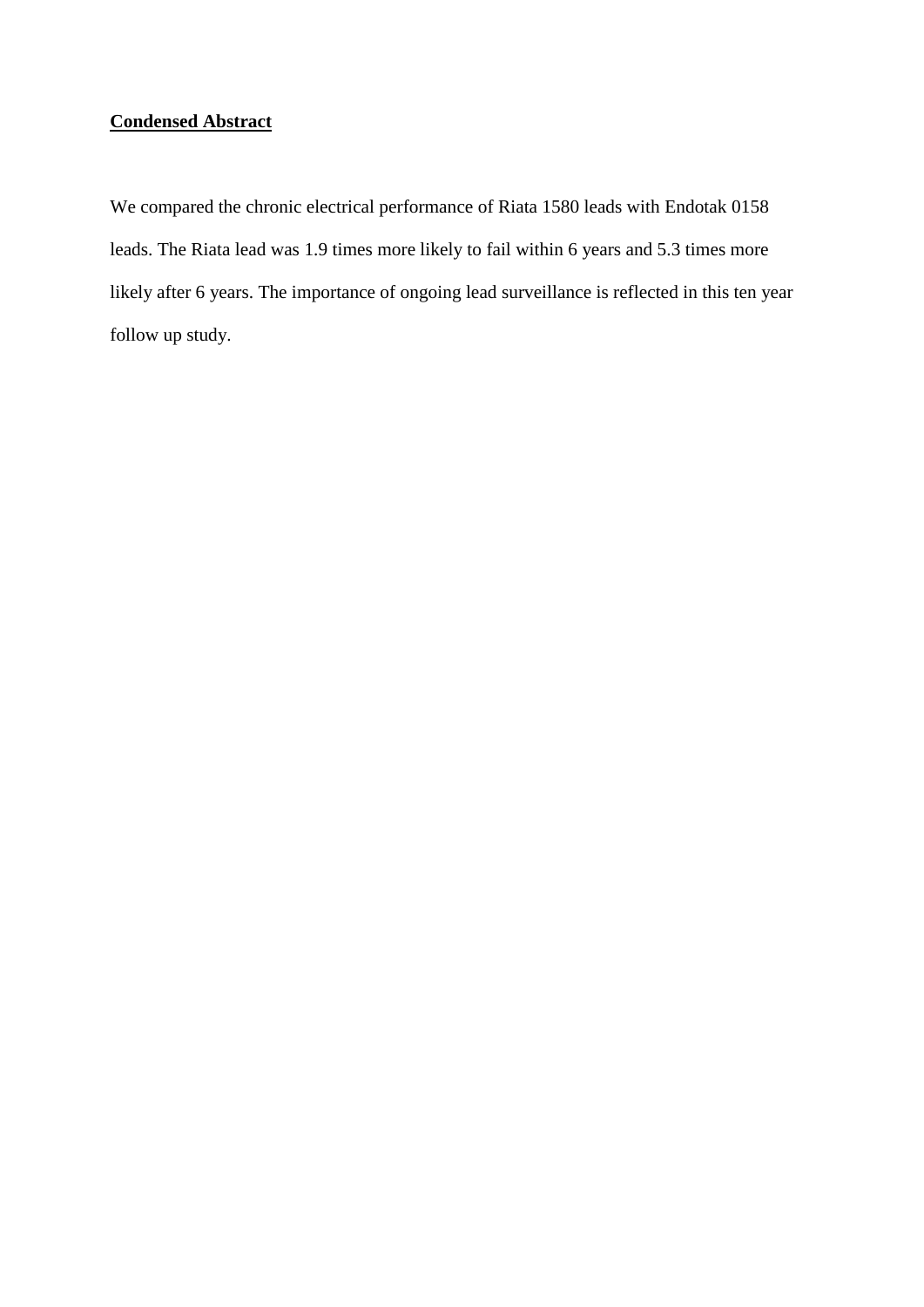## **Condensed Abstract**

We compared the chronic electrical performance of Riata 1580 leads with Endotak 0158 leads. The Riata lead was 1.9 times more likely to fail within 6 years and 5.3 times more likely after 6 years. The importance of ongoing lead surveillance is reflected in this ten year follow up study.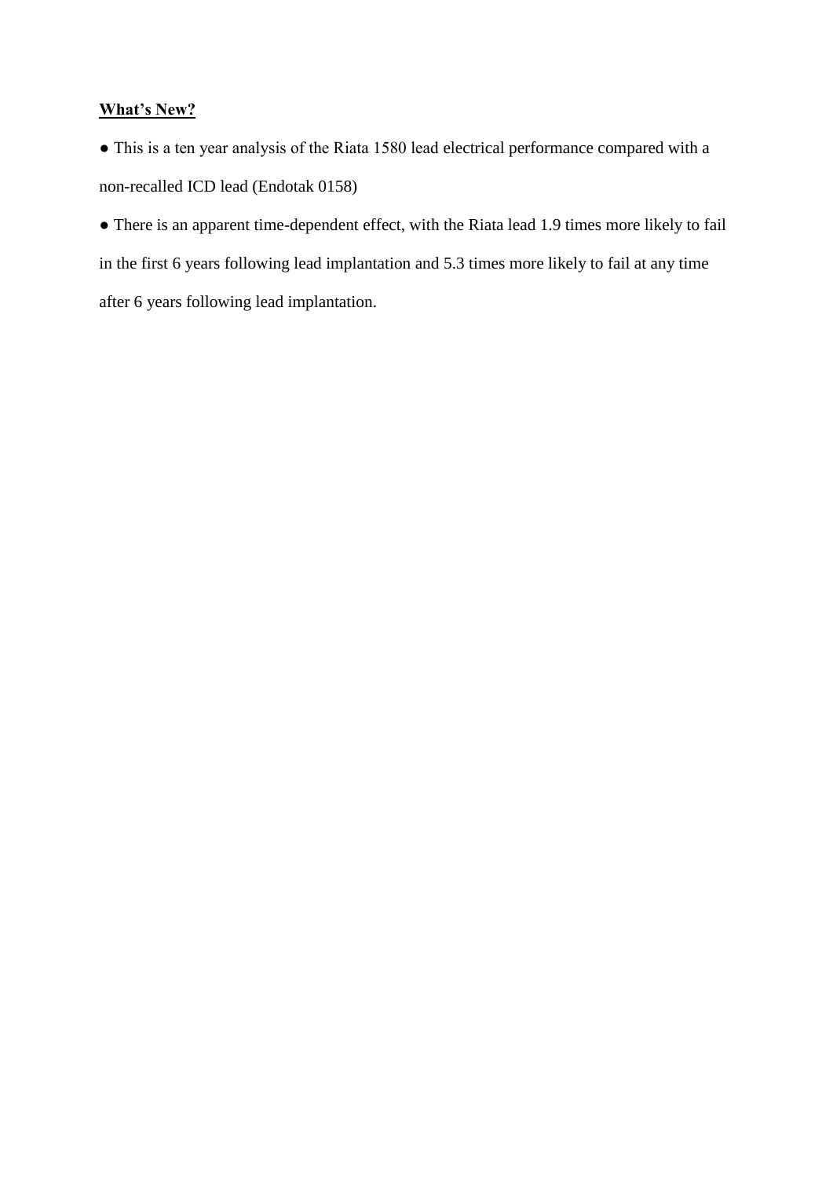**<u>What's New?</u>**

- This is a ten year analysis of the Riata 1580 lead electrical performance compared with a non-recalled ICD lead (Endotak 0158)
- There is an apparent time-dependent effect, with the Riata lead 1.9 times more likely to fail in the first 6 years following lead implantation and 5.3 times more likely to fail at any time after 6 years following lead implantation.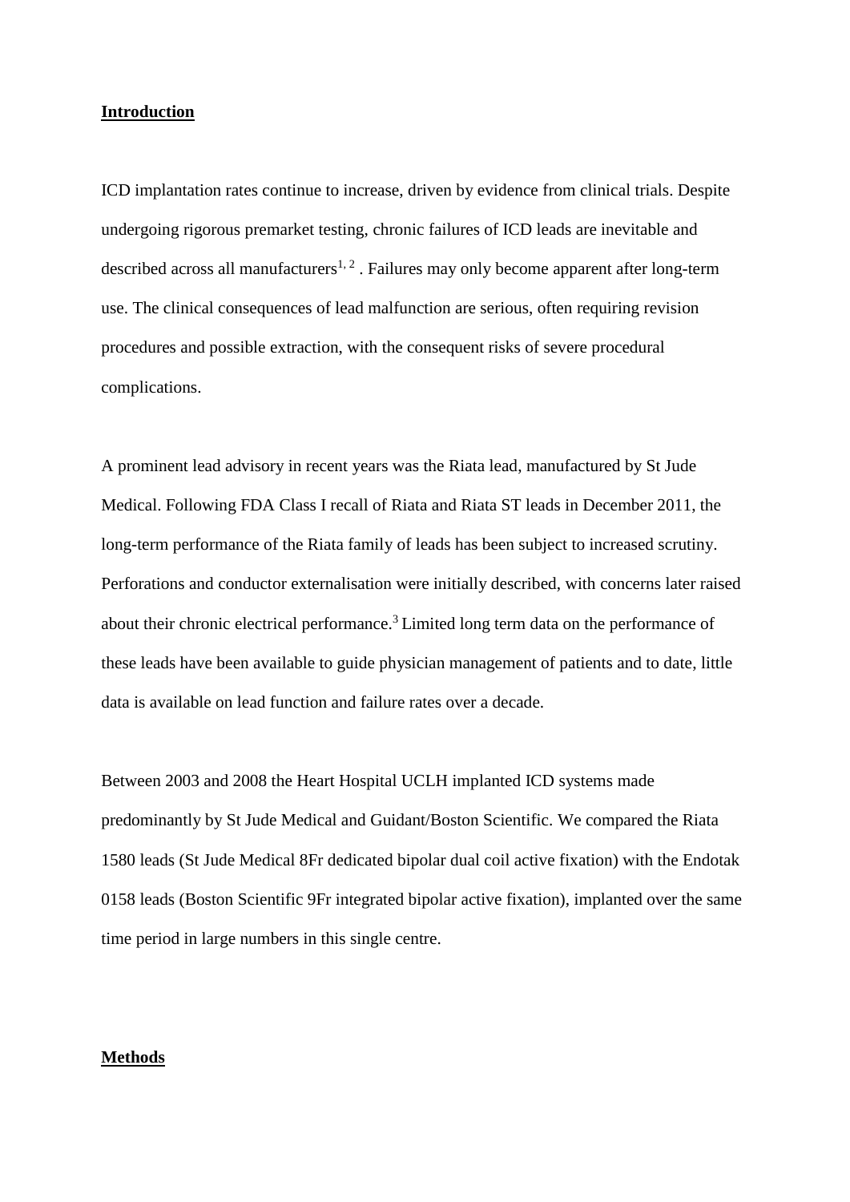## Introduction

ICD implantation rates continue to increase, driven by evidence from clinical trials. Despite undergoing rigorous premarket testing, chronic failures of ICD leads are inevitable and described across all manufacturers[1, 2] . Failures may only become apparent after long-term use. The clinical consequences of lead malfunction are serious, often requiring revision procedures and possible extraction, with the consequent risks of severe procedural complications.

A prominent lead advisory in recent years was the Riata lead, manufactured by St Jude Medical. Following FDA Class I recall of Riata and Riata ST leads in December 2011, the long-term performance of the Riata family of leads has been subject to increased scrutiny. Perforations and conductor externalisation were initially described, with concerns later raised about their chronic electrical performance.[3] Limited long term data on the performance of these leads have been available to guide physician management of patients and to date, little data is available on lead function and failure rates over a decade.

Between 2003 and 2008 the Heart Hospital UCLH implanted ICD systems made predominantly by St Jude Medical and Guidant/Boston Scientific. We compared the Riata 1580 leads (St Jude Medical 8Fr dedicated bipolar dual coil active fixation) with the Endotak 0158 leads (Boston Scientific 9Fr integrated bipolar active fixation), implanted over the same time period in large numbers in this single centre.

## Methods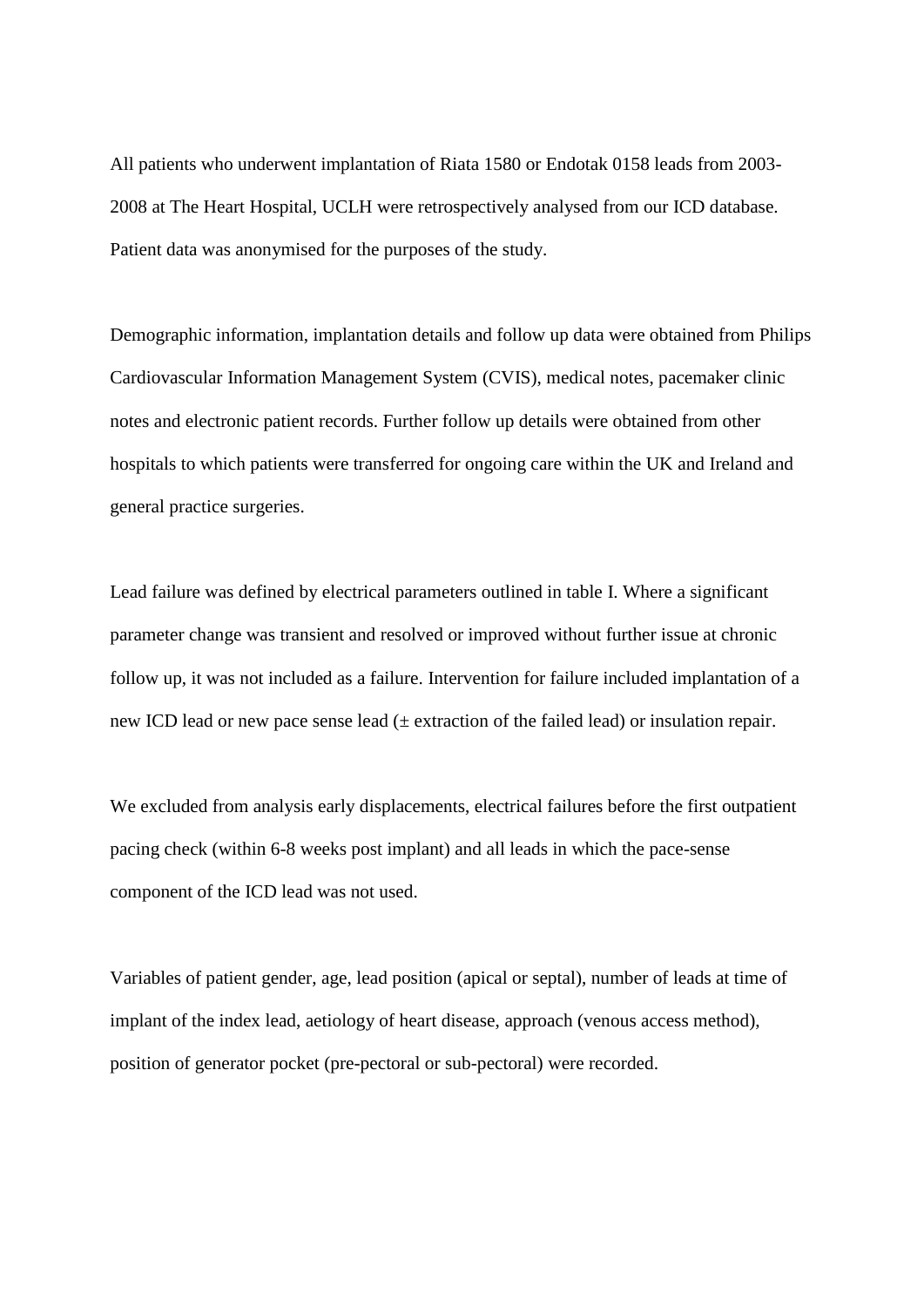All patients who underwent implantation of Riata 1580 or Endotak 0158 leads from 2003-2008 at The Heart Hospital, UCLH were retrospectively analysed from our ICD database. Patient data was anonymised for the purposes of the study.

Demographic information, implantation details and follow up data were obtained from Philips Cardiovascular Information Management System (CVIS), medical notes, pacemaker clinic notes and electronic patient records. Further follow up details were obtained from other hospitals to which patients were transferred for ongoing care within the UK and Ireland and general practice surgeries.

Lead failure was defined by electrical parameters outlined in table I. Where a significant parameter change was transient and resolved or improved without further issue at chronic follow up, it was not included as a failure. Intervention for failure included implantation of a new ICD lead or new pace sense lead (± extraction of the failed lead) or insulation repair.

We excluded from analysis early displacements, electrical failures before the first outpatient pacing check (within 6-8 weeks post implant) and all leads in which the pace-sense component of the ICD lead was not used.

Variables of patient gender, age, lead position (apical or septal), number of leads at time of implant of the index lead, aetiology of heart disease, approach (venous access method), position of generator pocket (pre-pectoral or sub-pectoral) were recorded.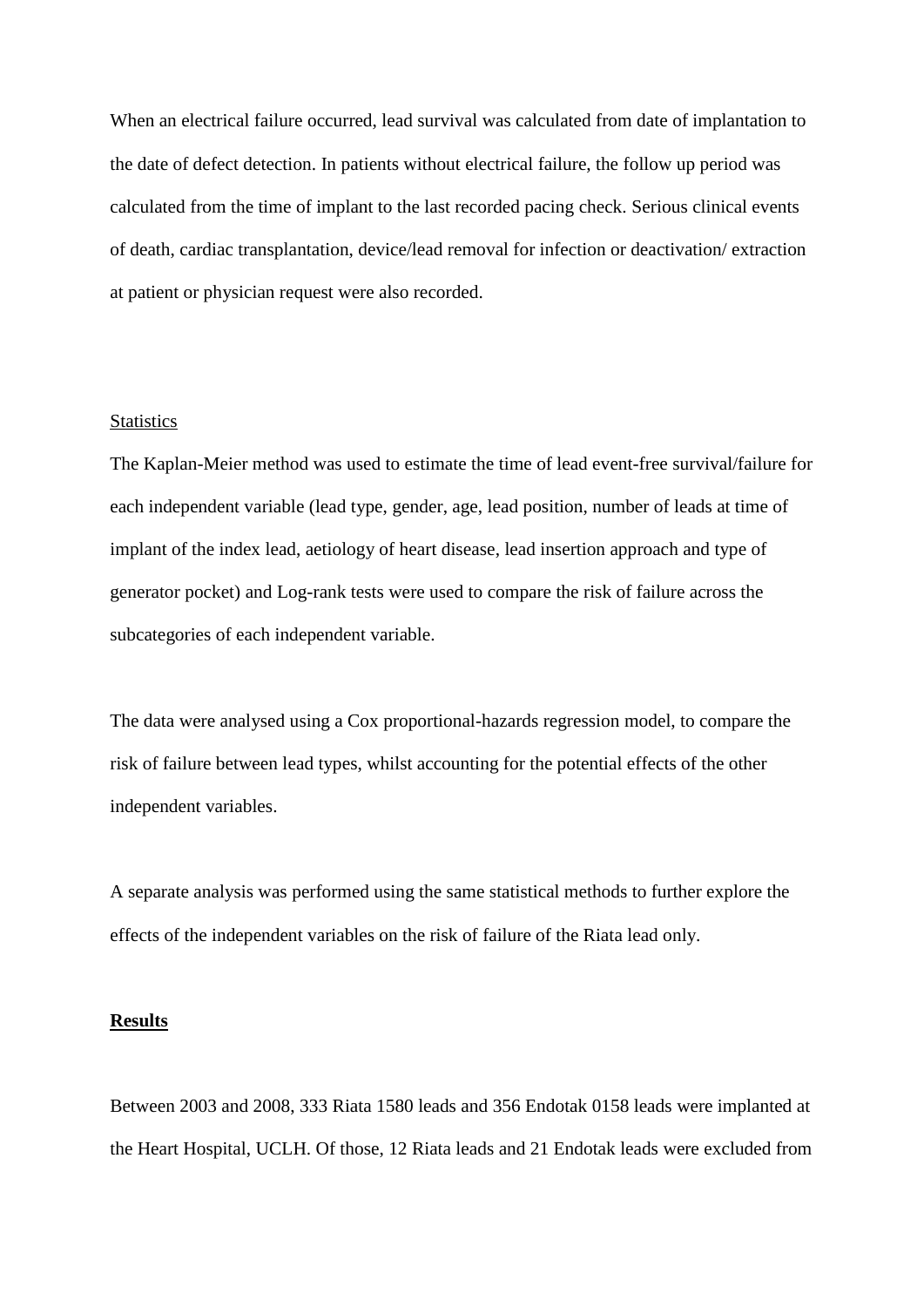When an electrical failure occurred, lead survival was calculated from date of implantation to the date of defect detection. In patients without electrical failure, the follow up period was calculated from the time of implant to the last recorded pacing check. Serious clinical events of death, cardiac transplantation, device/lead removal for infection or deactivation/ extraction at patient or physician request were also recorded.

Statistics

The Kaplan-Meier method was used to estimate the time of lead event-free survival/failure for each independent variable (lead type, gender, age, lead position, number of leads at time of implant of the index lead, aetiology of heart disease, lead insertion approach and type of generator pocket) and Log-rank tests were used to compare the risk of failure across the subcategories of each independent variable.

The data were analysed using a Cox proportional-hazards regression model, to compare the risk of failure between lead types, whilst accounting for the potential effects of the other independent variables.

A separate analysis was performed using the same statistical methods to further explore the effects of the independent variables on the risk of failure of the Riata lead only.

**Results**

Between 2003 and 2008, 333 Riata 1580 leads and 356 Endotak 0158 leads were implanted at the Heart Hospital, UCLH. Of those, 12 Riata leads and 21 Endotak leads were excluded from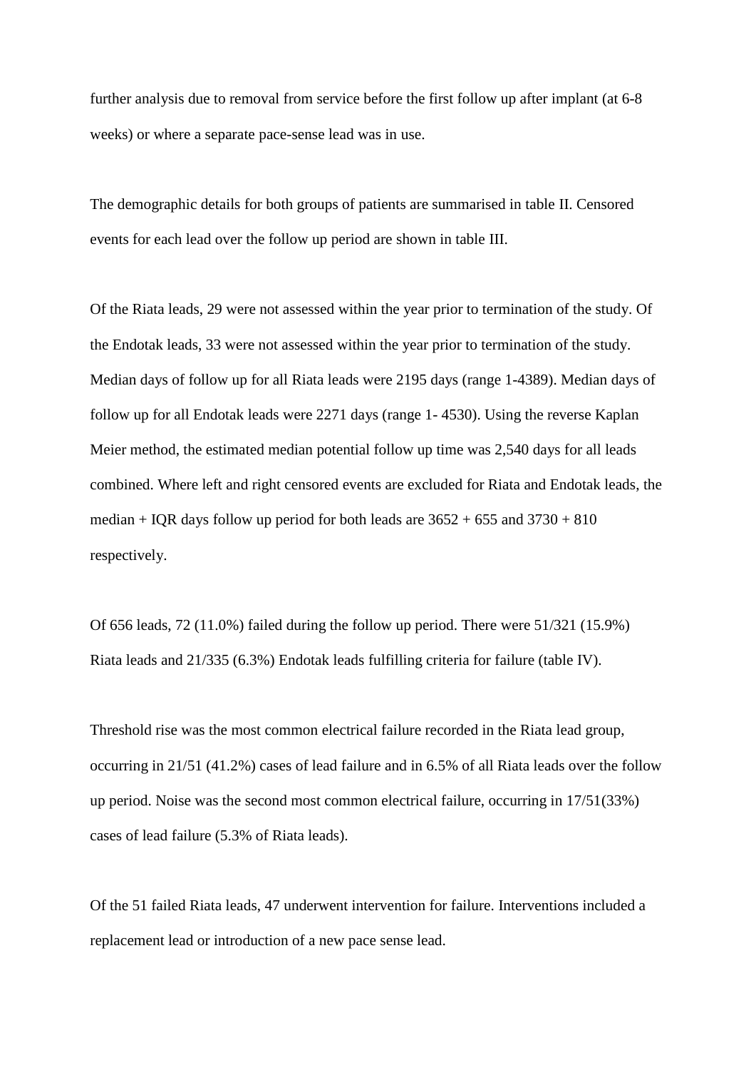further analysis due to removal from service before the first follow up after implant (at 6-8 weeks) or where a separate pace-sense lead was in use.

The demographic details for both groups of patients are summarised in table II. Censored events for each lead over the follow up period are shown in table III.

Of the Riata leads, 29 were not assessed within the year prior to termination of the study. Of the Endotak leads, 33 were not assessed within the year prior to termination of the study. Median days of follow up for all Riata leads were 2195 days (range 1-4389). Median days of follow up for all Endotak leads were 2271 days (range 1- 4530). Using the reverse Kaplan Meier method, the estimated median potential follow up time was 2,540 days for all leads combined. Where left and right censored events are excluded for Riata and Endotak leads, the median + IQR days follow up period for both leads are 3652 + 655 and 3730 + 810 respectively.

Of 656 leads, 72 (11.0%) failed during the follow up period. There were 51/321 (15.9%) Riata leads and 21/335 (6.3%) Endotak leads fulfilling criteria for failure (table IV).

Threshold rise was the most common electrical failure recorded in the Riata lead group, occurring in 21/51 (41.2%) cases of lead failure and in 6.5% of all Riata leads over the follow up period. Noise was the second most common electrical failure, occurring in 17/51(33%) cases of lead failure (5.3% of Riata leads).

Of the 51 failed Riata leads, 47 underwent intervention for failure. Interventions included a replacement lead or introduction of a new pace sense lead.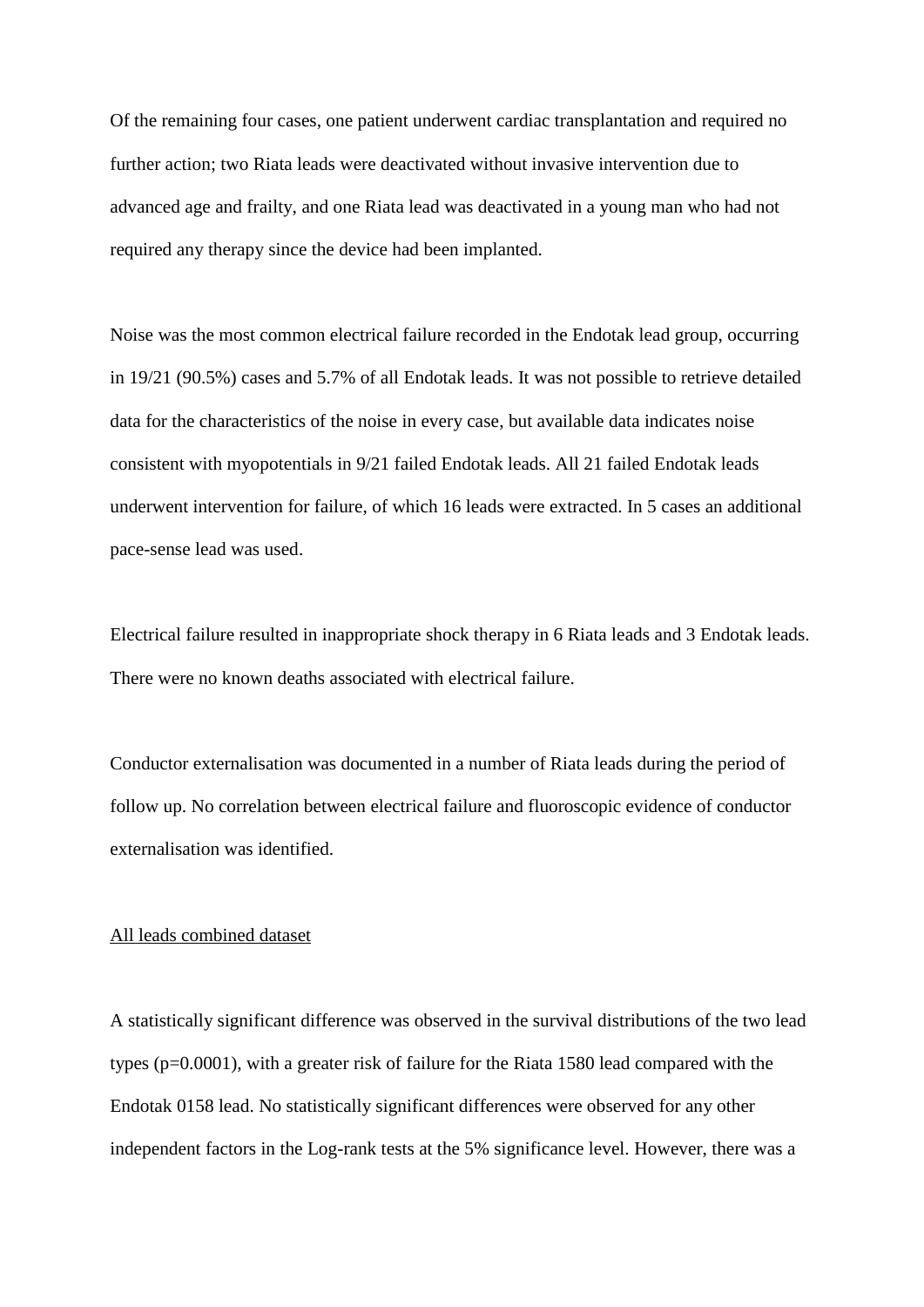Of the remaining four cases, one patient underwent cardiac transplantation and required no further action; two Riata leads were deactivated without invasive intervention due to advanced age and frailty, and one Riata lead was deactivated in a young man who had not required any therapy since the device had been implanted.

Noise was the most common electrical failure recorded in the Endotak lead group, occurring in 19/21 (90.5%) cases and 5.7% of all Endotak leads. It was not possible to retrieve detailed data for the characteristics of the noise in every case, but available data indicates noise consistent with myopotentials in 9/21 failed Endotak leads. All 21 failed Endotak leads underwent intervention for failure, of which 16 leads were extracted. In 5 cases an additional pace-sense lead was used.

Electrical failure resulted in inappropriate shock therapy in 6 Riata leads and 3 Endotak leads. There were no known deaths associated with electrical failure.

Conductor externalisation was documented in a number of Riata leads during the period of follow up. No correlation between electrical failure and fluoroscopic evidence of conductor externalisation was identified.

<u>All leads combined dataset</u>

A statistically significant difference was observed in the survival distributions of the two lead types ($p=0.0001$), with a greater risk of failure for the Riata 1580 lead compared with the Endotak 0158 lead. No statistically significant differences were observed for any other independent factors in the Log-rank tests at the 5% significance level. However, there was a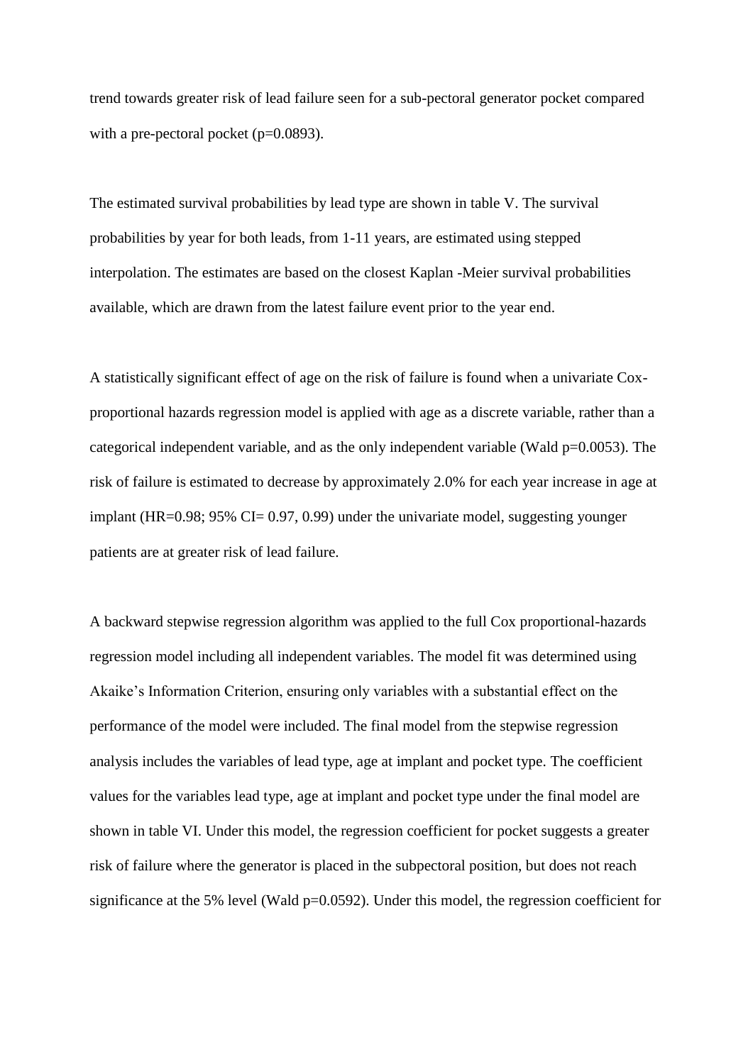trend towards greater risk of lead failure seen for a sub-pectoral generator pocket compared with a pre-pectoral pocket (p=0.0893).

The estimated survival probabilities by lead type are shown in table V. The survival probabilities by year for both leads, from 1-11 years, are estimated using stepped interpolation. The estimates are based on the closest Kaplan -Meier survival probabilities available, which are drawn from the latest failure event prior to the year end.

A statistically significant effect of age on the risk of failure is found when a univariate Cox-proportional hazards regression model is applied with age as a discrete variable, rather than a categorical independent variable, and as the only independent variable (Wald p=0.0053). The risk of failure is estimated to decrease by approximately 2.0% for each year increase in age at implant (HR=0.98; 95% CI= 0.97, 0.99) under the univariate model, suggesting younger patients are at greater risk of lead failure.

A backward stepwise regression algorithm was applied to the full Cox proportional-hazards regression model including all independent variables. The model fit was determined using Akaike's Information Criterion, ensuring only variables with a substantial effect on the performance of the model were included. The final model from the stepwise regression analysis includes the variables of lead type, age at implant and pocket type. The coefficient values for the variables lead type, age at implant and pocket type under the final model are shown in table VI. Under this model, the regression coefficient for pocket suggests a greater risk of failure where the generator is placed in the subpectoral position, but does not reach significance at the 5% level (Wald p=0.0592). Under this model, the regression coefficient for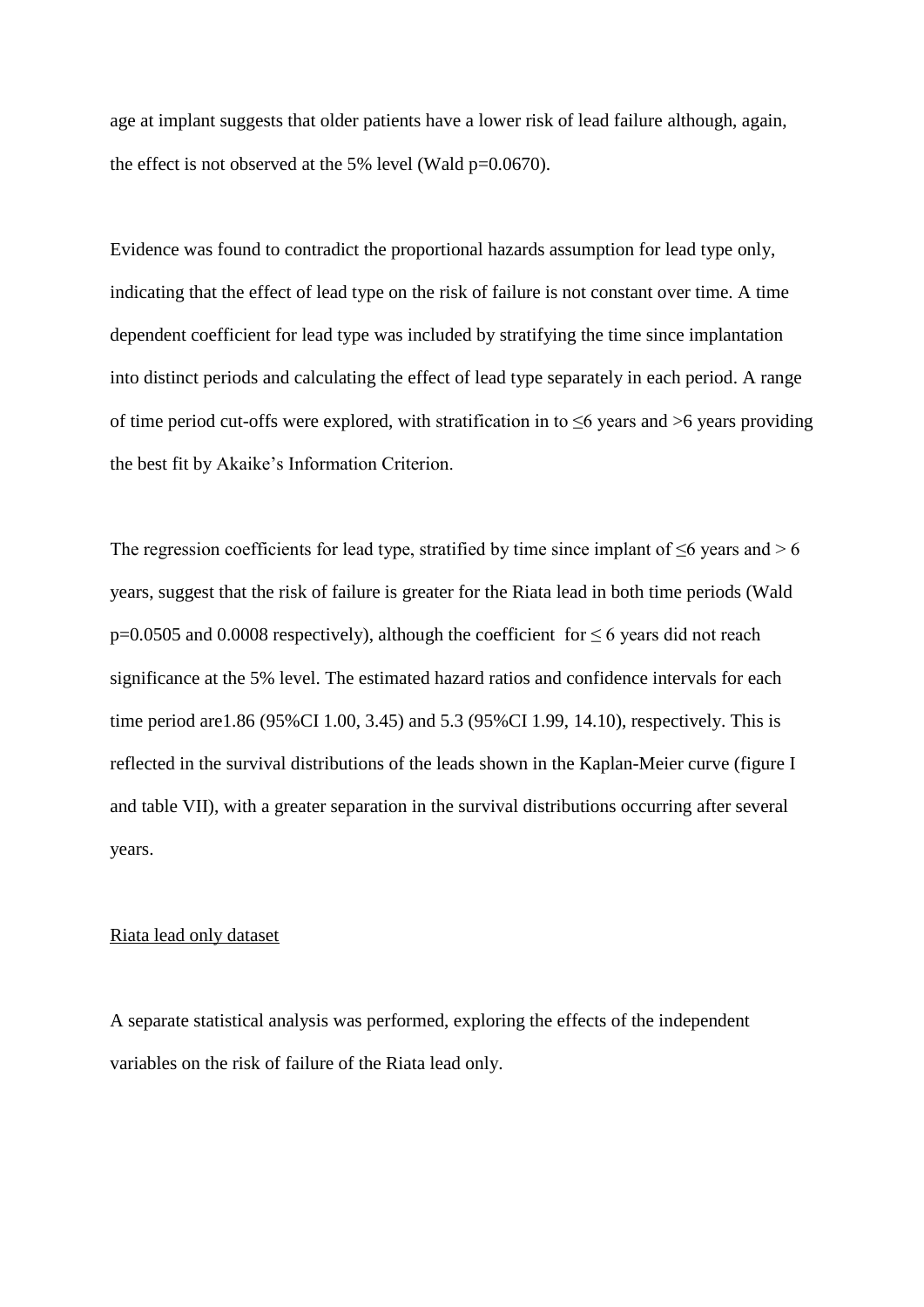age at implant suggests that older patients have a lower risk of lead failure although, again, the effect is not observed at the 5% level (Wald p=0.0670).

Evidence was found to contradict the proportional hazards assumption for lead type only, indicating that the effect of lead type on the risk of failure is not constant over time. A time dependent coefficient for lead type was included by stratifying the time since implantation into distinct periods and calculating the effect of lead type separately in each period. A range of time period cut-offs were explored, with stratification in to ≤6 years and >6 years providing the best fit by Akaike's Information Criterion.

The regression coefficients for lead type, stratified by time since implant of ≤6 years and > 6 years, suggest that the risk of failure is greater for the Riata lead in both time periods (Wald p=0.0505 and 0.0008 respectively), although the coefficient for ≤ 6 years did not reach significance at the 5% level. The estimated hazard ratios and confidence intervals for each time period are1.86 (95%CI 1.00, 3.45) and 5.3 (95%CI 1.99, 14.10), respectively. This is reflected in the survival distributions of the leads shown in the Kaplan-Meier curve (figure I and table VII), with a greater separation in the survival distributions occurring after several years.

Riata lead only dataset

A separate statistical analysis was performed, exploring the effects of the independent variables on the risk of failure of the Riata lead only.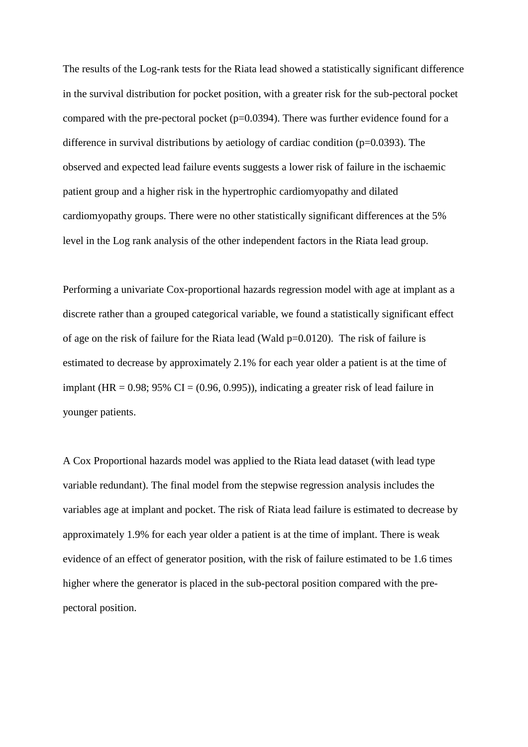The results of the Log-rank tests for the Riata lead showed a statistically significant difference in the survival distribution for pocket position, with a greater risk for the sub-pectoral pocket compared with the pre-pectoral pocket ($p=0.0394$). There was further evidence found for a difference in survival distributions by aetiology of cardiac condition ($p=0.0393$). The observed and expected lead failure events suggests a lower risk of failure in the ischaemic patient group and a higher risk in the hypertrophic cardiomyopathy and dilated cardiomyopathy groups. There were no other statistically significant differences at the 5% level in the Log rank analysis of the other independent factors in the Riata lead group.

Performing a univariate Cox-proportional hazards regression model with age at implant as a discrete rather than a grouped categorical variable, we found a statistically significant effect of age on the risk of failure for the Riata lead (Wald $p=0.0120$). The risk of failure is estimated to decrease by approximately 2.1% for each year older a patient is at the time of implant (HR = 0.98; 95% CI = (0.96, 0.995)), indicating a greater risk of lead failure in younger patients.

A Cox Proportional hazards model was applied to the Riata lead dataset (with lead type variable redundant). The final model from the stepwise regression analysis includes the variables age at implant and pocket. The risk of Riata lead failure is estimated to decrease by approximately 1.9% for each year older a patient is at the time of implant. There is weak evidence of an effect of generator position, with the risk of failure estimated to be 1.6 times higher where the generator is placed in the sub-pectoral position compared with the pre-pectoral position.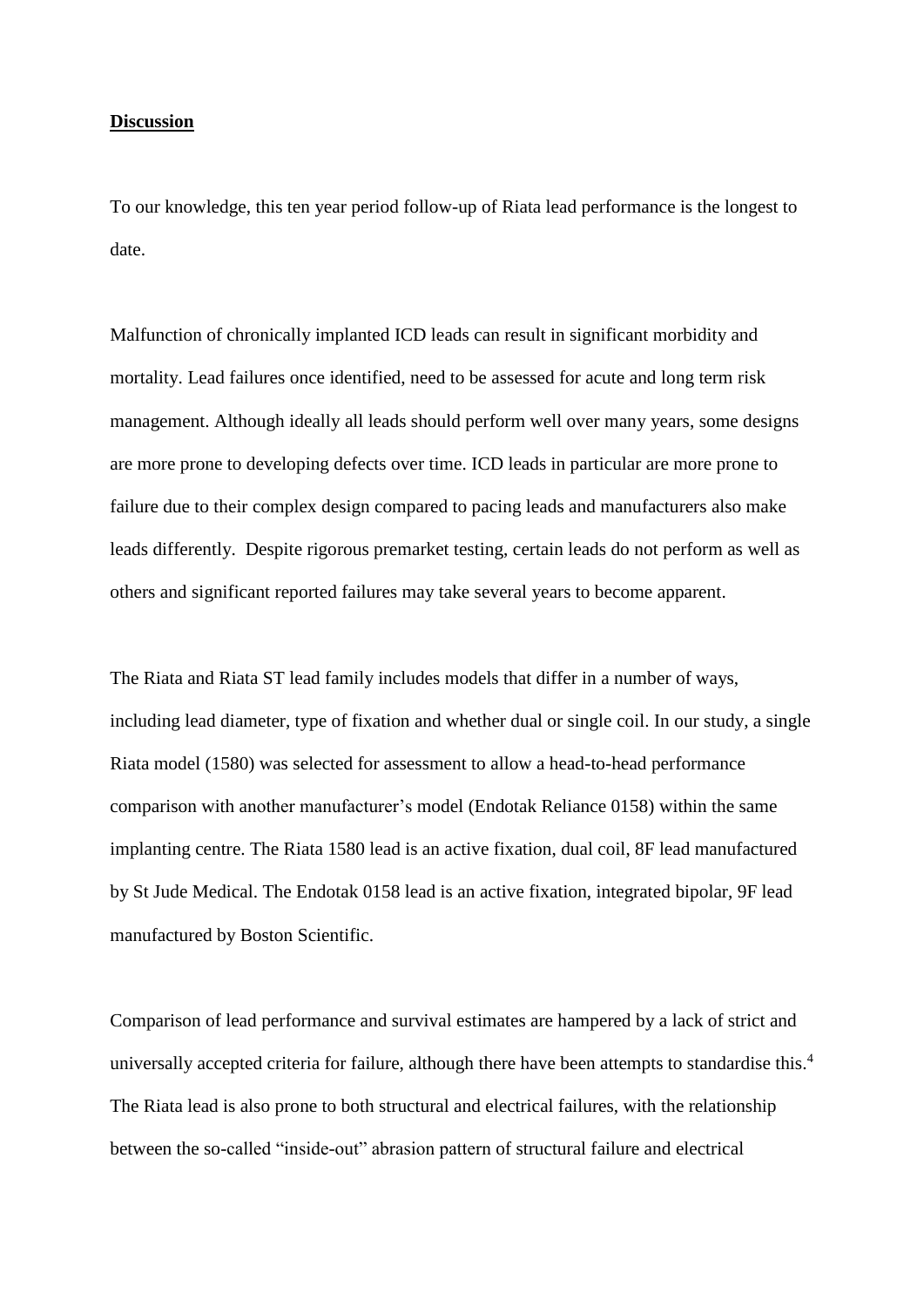## **Discussion**

To our knowledge, this ten year period follow-up of Riata lead performance is the longest to date.

Malfunction of chronically implanted ICD leads can result in significant morbidity and mortality. Lead failures once identified, need to be assessed for acute and long term risk management. Although ideally all leads should perform well over many years, some designs are more prone to developing defects over time. ICD leads in particular are more prone to failure due to their complex design compared to pacing leads and manufacturers also make leads differently. Despite rigorous premarket testing, certain leads do not perform as well as others and significant reported failures may take several years to become apparent.

The Riata and Riata ST lead family includes models that differ in a number of ways, including lead diameter, type of fixation and whether dual or single coil. In our study, a single Riata model (1580) was selected for assessment to allow a head-to-head performance comparison with another manufacturer's model (Endotak Reliance 0158) within the same implanting centre. The Riata 1580 lead is an active fixation, dual coil, 8F lead manufactured by St Jude Medical. The Endotak 0158 lead is an active fixation, integrated bipolar, 9F lead manufactured by Boston Scientific.

Comparison of lead performance and survival estimates are hampered by a lack of strict and universally accepted criteria for failure, although there have been attempts to standardise this.[4] The Riata lead is also prone to both structural and electrical failures, with the relationship between the so-called "inside-out" abrasion pattern of structural failure and electrical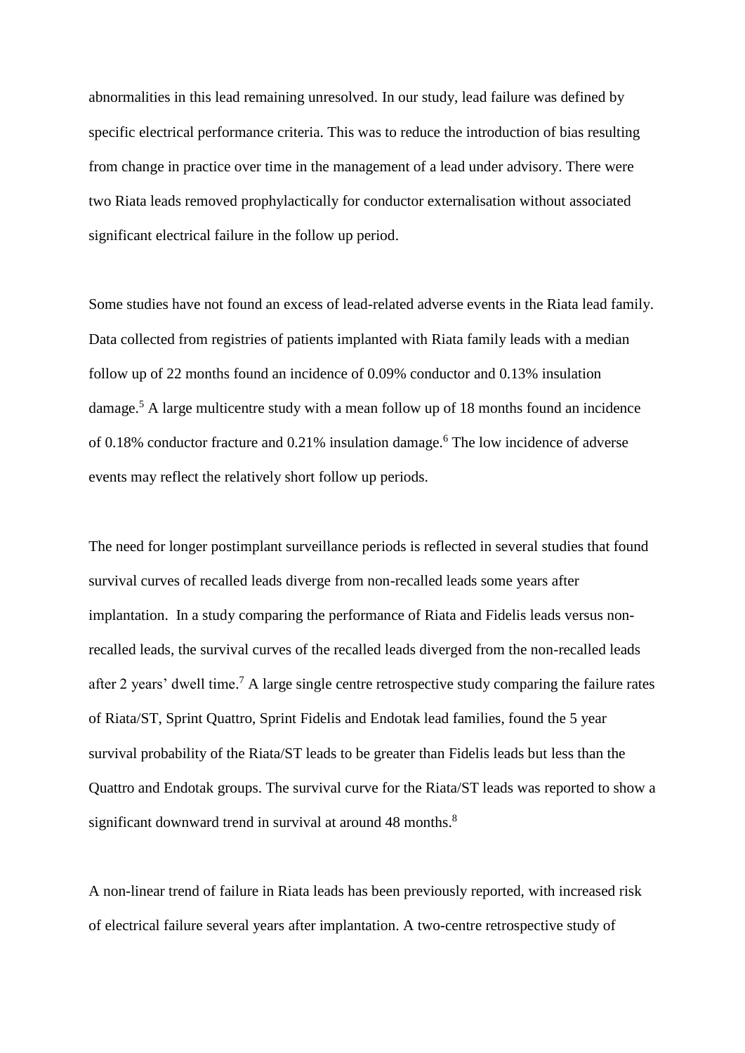abnormalities in this lead remaining unresolved. In our study, lead failure was defined by specific electrical performance criteria. This was to reduce the introduction of bias resulting from change in practice over time in the management of a lead under advisory. There were two Riata leads removed prophylactically for conductor externalisation without associated significant electrical failure in the follow up period.

Some studies have not found an excess of lead-related adverse events in the Riata lead family. Data collected from registries of patients implanted with Riata family leads with a median follow up of 22 months found an incidence of 0.09% conductor and 0.13% insulation damage.[5] A large multicentre study with a mean follow up of 18 months found an incidence of 0.18% conductor fracture and 0.21% insulation damage.[6] The low incidence of adverse events may reflect the relatively short follow up periods.

The need for longer postimplant surveillance periods is reflected in several studies that found survival curves of recalled leads diverge from non-recalled leads some years after implantation. In a study comparing the performance of Riata and Fidelis leads versus non-recalled leads, the survival curves of the recalled leads diverged from the non-recalled leads after 2 years' dwell time.[7] A large single centre retrospective study comparing the failure rates of Riata/ST, Sprint Quattro, Sprint Fidelis and Endotak lead families, found the 5 year survival probability of the Riata/ST leads to be greater than Fidelis leads but less than the Quattro and Endotak groups. The survival curve for the Riata/ST leads was reported to show a significant downward trend in survival at around 48 months.[8]

A non-linear trend of failure in Riata leads has been previously reported, with increased risk of electrical failure several years after implantation. A two-centre retrospective study of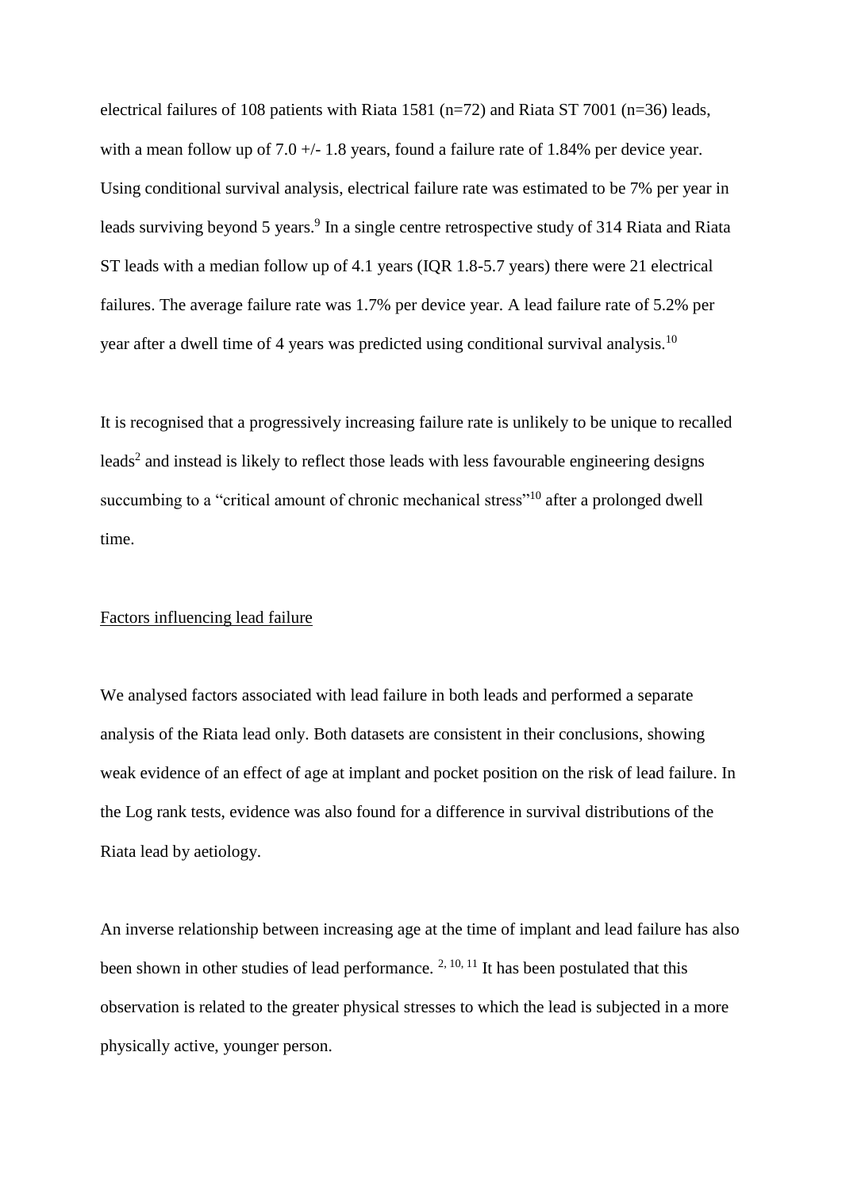electrical failures of 108 patients with Riata 1581 (n=72) and Riata ST 7001 (n=36) leads, with a mean follow up of 7.0 +/- 1.8 years, found a failure rate of 1.84% per device year. Using conditional survival analysis, electrical failure rate was estimated to be 7% per year in leads surviving beyond 5 years.[9] In a single centre retrospective study of 314 Riata and Riata ST leads with a median follow up of 4.1 years (IQR 1.8-5.7 years) there were 21 electrical failures. The average failure rate was 1.7% per device year. A lead failure rate of 5.2% per year after a dwell time of 4 years was predicted using conditional survival analysis.[10]

It is recognised that a progressively increasing failure rate is unlikely to be unique to recalled leads[2] and instead is likely to reflect those leads with less favourable engineering designs succumbing to a "critical amount of chronic mechanical stress"[10] after a prolonged dwell time.

<u>Factors influencing lead failure</u>

We analysed factors associated with lead failure in both leads and performed a separate analysis of the Riata lead only. Both datasets are consistent in their conclusions, showing weak evidence of an effect of age at implant and pocket position on the risk of lead failure. In the Log rank tests, evidence was also found for a difference in survival distributions of the Riata lead by aetiology.

An inverse relationship between increasing age at the time of implant and lead failure has also been shown in other studies of lead performance. [2, 10, 11] It has been postulated that this observation is related to the greater physical stresses to which the lead is subjected in a more physically active, younger person.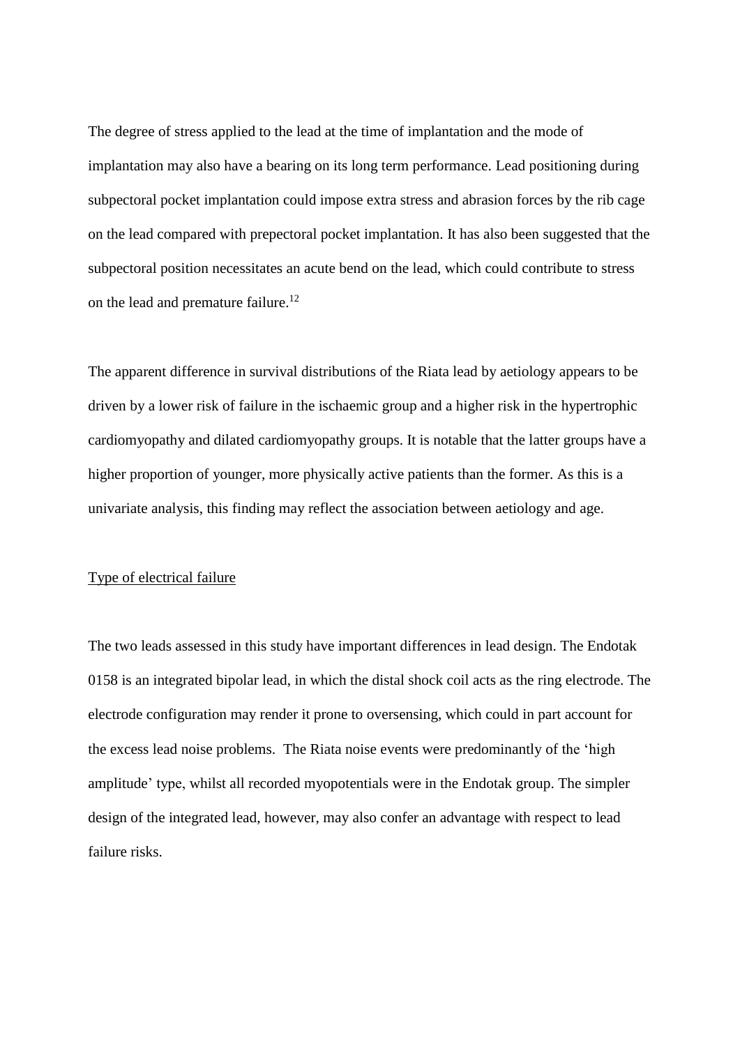The degree of stress applied to the lead at the time of implantation and the mode of implantation may also have a bearing on its long term performance. Lead positioning during subpectoral pocket implantation could impose extra stress and abrasion forces by the rib cage on the lead compared with prepectoral pocket implantation. It has also been suggested that the subpectoral position necessitates an acute bend on the lead, which could contribute to stress on the lead and premature failure.[12]

The apparent difference in survival distributions of the Riata lead by aetiology appears to be driven by a lower risk of failure in the ischaemic group and a higher risk in the hypertrophic cardiomyopathy and dilated cardiomyopathy groups. It is notable that the latter groups have a higher proportion of younger, more physically active patients than the former. As this is a univariate analysis, this finding may reflect the association between aetiology and age.

### Type of electrical failure

The two leads assessed in this study have important differences in lead design. The Endotak 0158 is an integrated bipolar lead, in which the distal shock coil acts as the ring electrode. The electrode configuration may render it prone to oversensing, which could in part account for the excess lead noise problems. The Riata noise events were predominantly of the 'high amplitude' type, whilst all recorded myopotentials were in the Endotak group. The simpler design of the integrated lead, however, may also confer an advantage with respect to lead failure risks.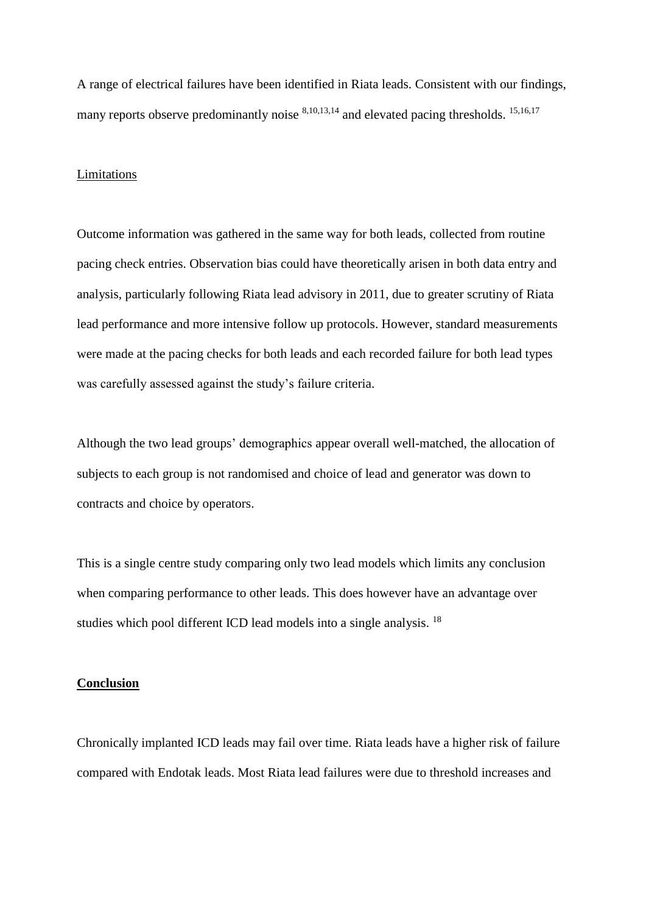A range of electrical failures have been identified in Riata leads. Consistent with our findings, many reports observe predominantly noise [8,10,13,14] and elevated pacing thresholds. [15,16,17]

Limitations

Outcome information was gathered in the same way for both leads, collected from routine pacing check entries. Observation bias could have theoretically arisen in both data entry and analysis, particularly following Riata lead advisory in 2011, due to greater scrutiny of Riata lead performance and more intensive follow up protocols. However, standard measurements were made at the pacing checks for both leads and each recorded failure for both lead types was carefully assessed against the study's failure criteria.

Although the two lead groups' demographics appear overall well-matched, the allocation of subjects to each group is not randomised and choice of lead and generator was down to contracts and choice by operators.

This is a single centre study comparing only two lead models which limits any conclusion when comparing performance to other leads. This does however have an advantage over studies which pool different ICD lead models into a single analysis. [18]

## Conclusion

Chronically implanted ICD leads may fail over time. Riata leads have a higher risk of failure compared with Endotak leads. Most Riata lead failures were due to threshold increases and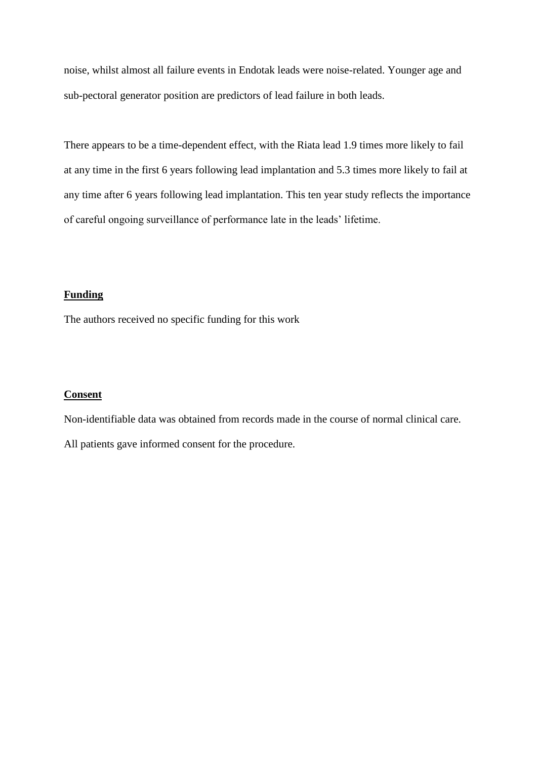noise, whilst almost all failure events in Endotak leads were noise-related. Younger age and sub-pectoral generator position are predictors of lead failure in both leads.

There appears to be a time-dependent effect, with the Riata lead 1.9 times more likely to fail at any time in the first 6 years following lead implantation and 5.3 times more likely to fail at any time after 6 years following lead implantation. This ten year study reflects the importance of careful ongoing surveillance of performance late in the leads' lifetime.

## **Funding**

The authors received no specific funding for this work

## **Consent**

Non-identifiable data was obtained from records made in the course of normal clinical care. All patients gave informed consent for the procedure.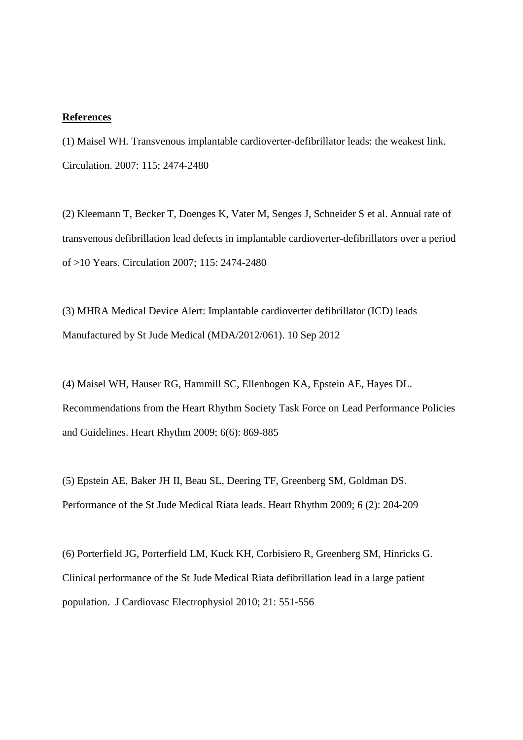**References**

(1) Maisel WH. Transvenous implantable cardioverter-defibrillator leads: the weakest link. Circulation. 2007: 115; 2474-2480

(2) Kleemann T, Becker T, Doenges K, Vater M, Senges J, Schneider S et al. Annual rate of transvenous defibrillation lead defects in implantable cardioverter-defibrillators over a period of >10 Years. Circulation 2007; 115: 2474-2480

(3) MHRA Medical Device Alert: Implantable cardioverter defibrillator (ICD) leads Manufactured by St Jude Medical (MDA/2012/061). 10 Sep 2012

(4) Maisel WH, Hauser RG, Hammill SC, Ellenbogen KA, Epstein AE, Hayes DL. Recommendations from the Heart Rhythm Society Task Force on Lead Performance Policies and Guidelines. Heart Rhythm 2009; 6(6): 869-885

(5) Epstein AE, Baker JH II, Beau SL, Deering TF, Greenberg SM, Goldman DS. Performance of the St Jude Medical Riata leads. Heart Rhythm 2009; 6 (2): 204-209

(6) Porterfield JG, Porterfield LM, Kuck KH, Corbisiero R, Greenberg SM, Hinricks G. Clinical performance of the St Jude Medical Riata defibrillation lead in a large patient population. J Cardiovasc Electrophysiol 2010; 21: 551-556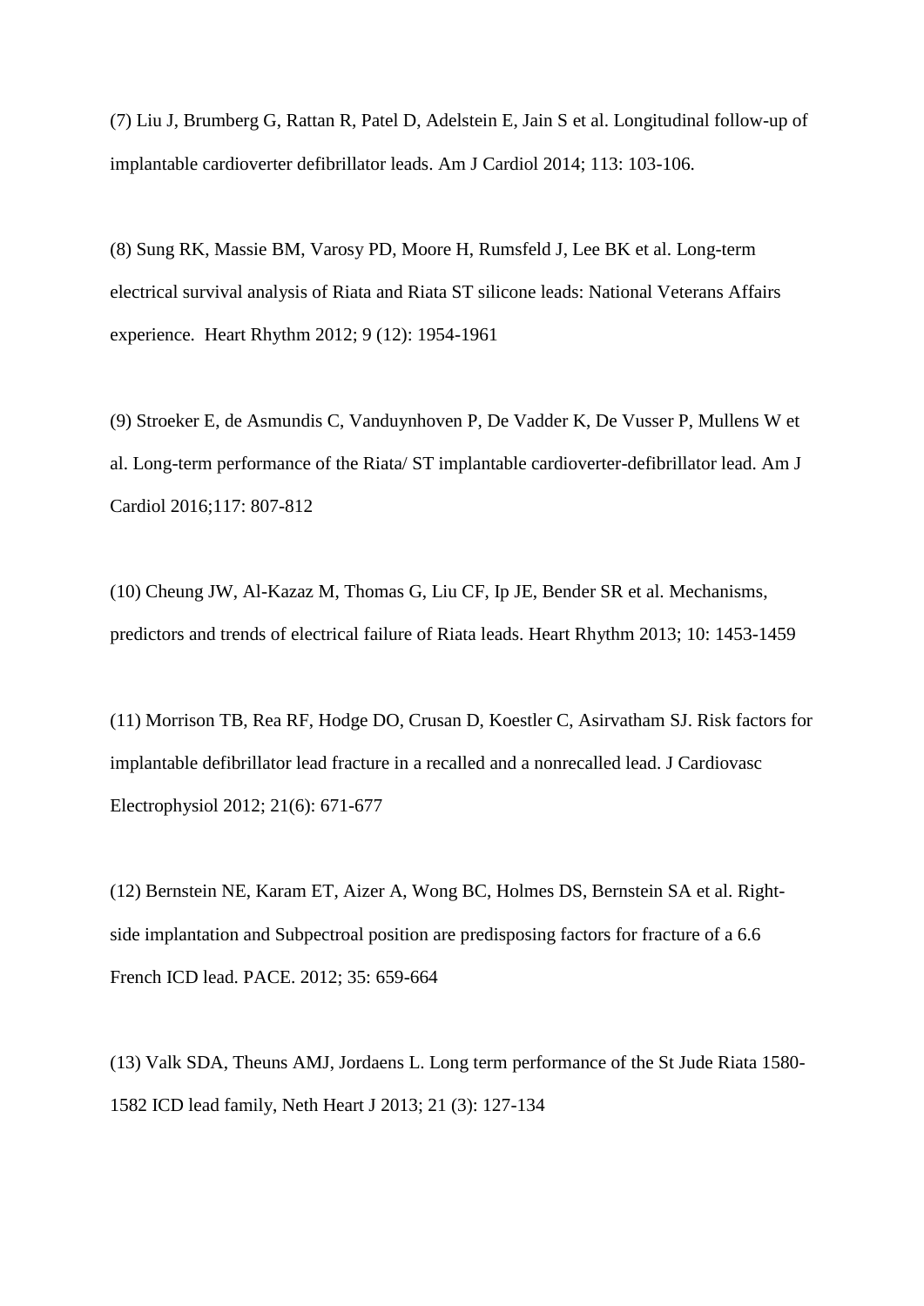(7) Liu J, Brumberg G, Rattan R, Patel D, Adelstein E, Jain S et al. Longitudinal follow-up of implantable cardioverter defibrillator leads. Am J Cardiol 2014; 113: 103-106.

(8) Sung RK, Massie BM, Varosy PD, Moore H, Rumsfeld J, Lee BK et al. Long-term electrical survival analysis of Riata and Riata ST silicone leads: National Veterans Affairs experience. Heart Rhythm 2012; 9 (12): 1954-1961

(9) Stroeker E, de Asmundis C, Vanduynhoven P, De Vadder K, De Vusser P, Mullens W et al. Long-term performance of the Riata/ ST implantable cardioverter-defibrillator lead. Am J Cardiol 2016;117: 807-812

(10) Cheung JW, Al-Kazaz M, Thomas G, Liu CF, Ip JE, Bender SR et al. Mechanisms, predictors and trends of electrical failure of Riata leads. Heart Rhythm 2013; 10: 1453-1459

(11) Morrison TB, Rea RF, Hodge DO, Crusan D, Koestler C, Asirvatham SJ. Risk factors for implantable defibrillator lead fracture in a recalled and a nonrecalled lead. J Cardiovasc Electrophysiol 2012; 21(6): 671-677

(12) Bernstein NE, Karam ET, Aizer A, Wong BC, Holmes DS, Bernstein SA et al. Right-side implantation and Subpectroal position are predisposing factors for fracture of a 6.6 French ICD lead. PACE. 2012; 35: 659-664

(13) Valk SDA, Theuns AMJ, Jordaens L. Long term performance of the St Jude Riata 1580-1582 ICD lead family, Neth Heart J 2013; 21 (3): 127-134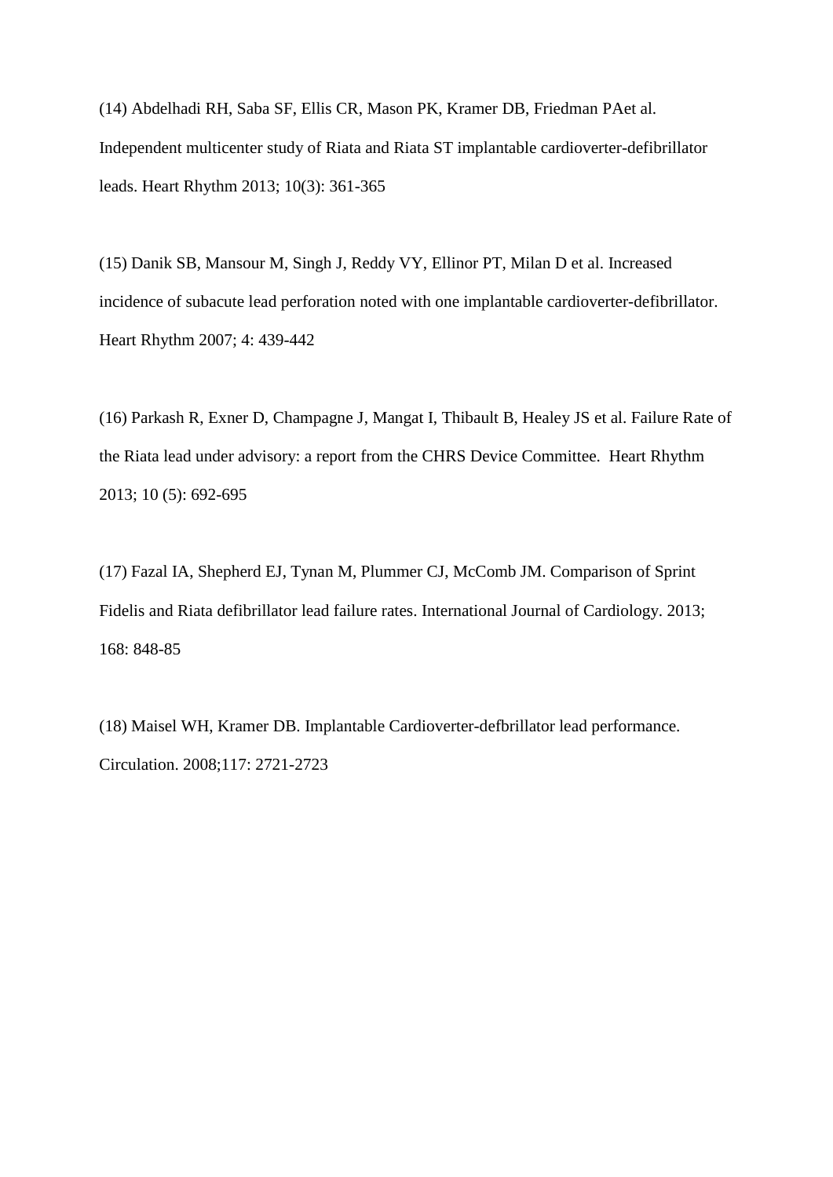(14) Abdelhadi RH, Saba SF, Ellis CR, Mason PK, Kramer DB, Friedman PAet al. Independent multicenter study of Riata and Riata ST implantable cardioverter-defibrillator leads. Heart Rhythm 2013; 10(3): 361-365

(15) Danik SB, Mansour M, Singh J, Reddy VY, Ellinor PT, Milan D et al. Increased incidence of subacute lead perforation noted with one implantable cardioverter-defibrillator. Heart Rhythm 2007; 4: 439-442

(16) Parkash R, Exner D, Champagne J, Mangat I, Thibault B, Healey JS et al. Failure Rate of the Riata lead under advisory: a report from the CHRS Device Committee. Heart Rhythm 2013; 10 (5): 692-695

(17) Fazal IA, Shepherd EJ, Tynan M, Plummer CJ, McComb JM. Comparison of Sprint Fidelis and Riata defibrillator lead failure rates. International Journal of Cardiology. 2013; 168: 848-85

(18) Maisel WH, Kramer DB. Implantable Cardioverter-defbrillator lead performance. Circulation. 2008;117: 2721-2723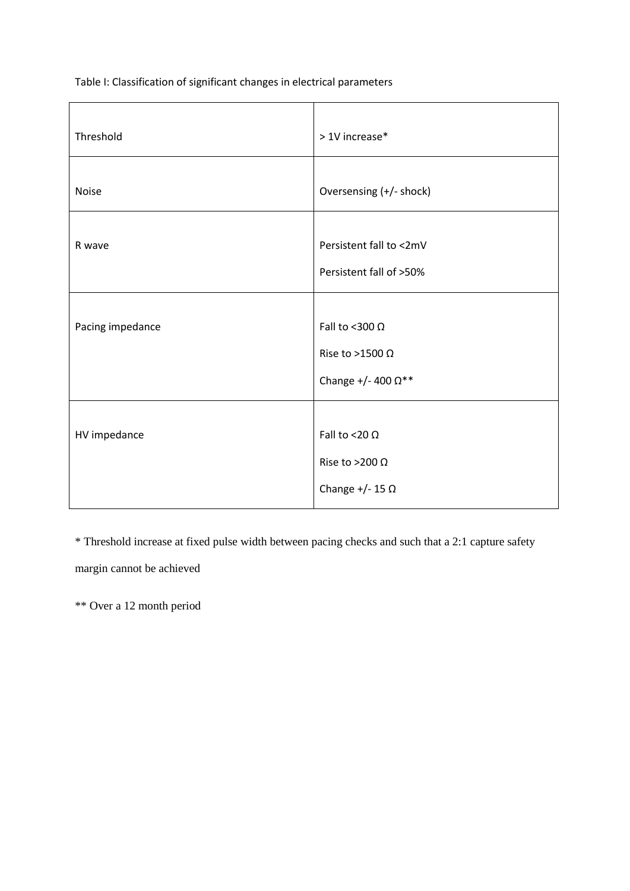Table I: Classification of significant changes in electrical parameters

| | |
|---|---|
| Threshold | > 1V increase* |
| Noise | Oversensing (+/- shock) |
| R wave | Persistent fall to <2mV<br>Persistent fall of >50% |
| Pacing impedance | Fall to <300 Ω<br>Rise to >1500 Ω<br>Change +/- 400 Ω** |
| HV impedance | Fall to <20 Ω<br>Rise to >200 Ω<br>Change +/- 15 Ω |

* Threshold increase at fixed pulse width between pacing checks and such that a 2:1 capture safety margin cannot be achieved

** Over a 12 month period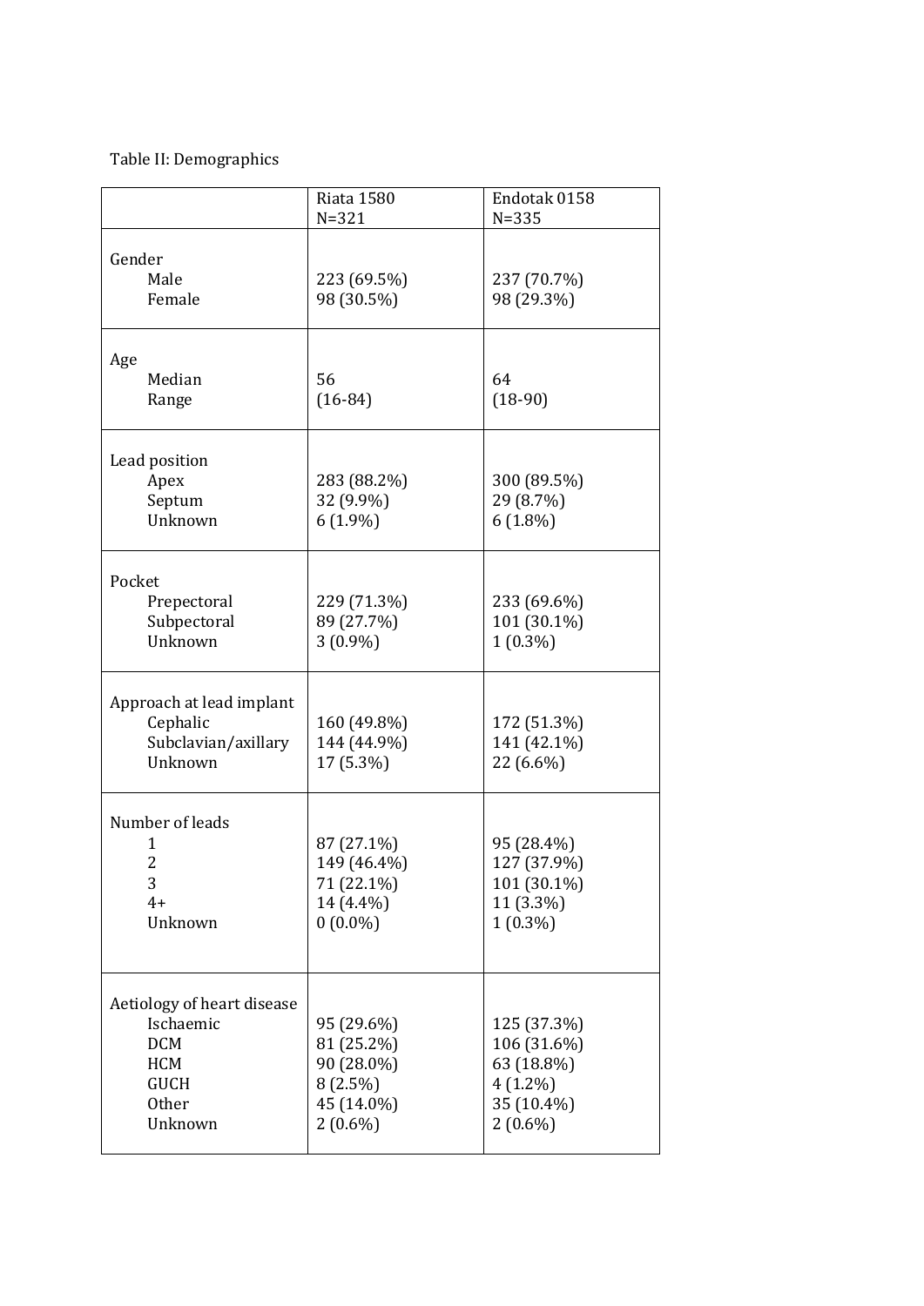Table II: Demographics

| | Riata 1580 N=321 | Endotak 0158 N=335 |
|---|---|---|
| **Gender** | | |
| Male | 223 (69.5%) | 237 (70.7%) |
| Female | 98 (30.5%) | 98 (29.3%) |
| **Age** | | |
| Median | 56 | 64 |
| Range | (16-84) | (18-90) |
| **Lead position** | | |
| Apex | 283 (88.2%) | 300 (89.5%) |
| Septum | 32 (9.9%) | 29 (8.7%) |
| Unknown | 6 (1.9%) | 6 (1.8%) |
| **Pocket** | | |
| Prepectoral | 229 (71.3%) | 233 (69.6%) |
| Subpectoral | 89 (27.7%) | 101 (30.1%) |
| Unknown | 3 (0.9%) | 1 (0.3%) |
| **Approach at lead implant** | | |
| Cephalic | 160 (49.8%) | 172 (51.3%) |
| Subclavian/axillary | 144 (44.9%) | 141 (42.1%) |
| Unknown | 17 (5.3%) | 22 (6.6%) |
| **Number of leads** | | |
| 1 | 87 (27.1%) | 95 (28.4%) |
| 2 | 149 (46.4%) | 127 (37.9%) |
| 3 | 71 (22.1%) | 101 (30.1%) |
| 4+ | 14 (4.4%) | 11 (3.3%) |
| Unknown | 0 (0.0%) | 1 (0.3%) |
| **Aetiology of heart disease** | | |
| Ischaemic | 95 (29.6%) | 125 (37.3%) |
| DCM | 81 (25.2%) | 106 (31.6%) |
| HCM | 90 (28.0%) | 63 (18.8%) |
| GUCH | 8 (2.5%) | 4 (1.2%) |
| Other | 45 (14.0%) | 35 (10.4%) |
| Unknown | 2 (0.6%) | 2 (0.6%) |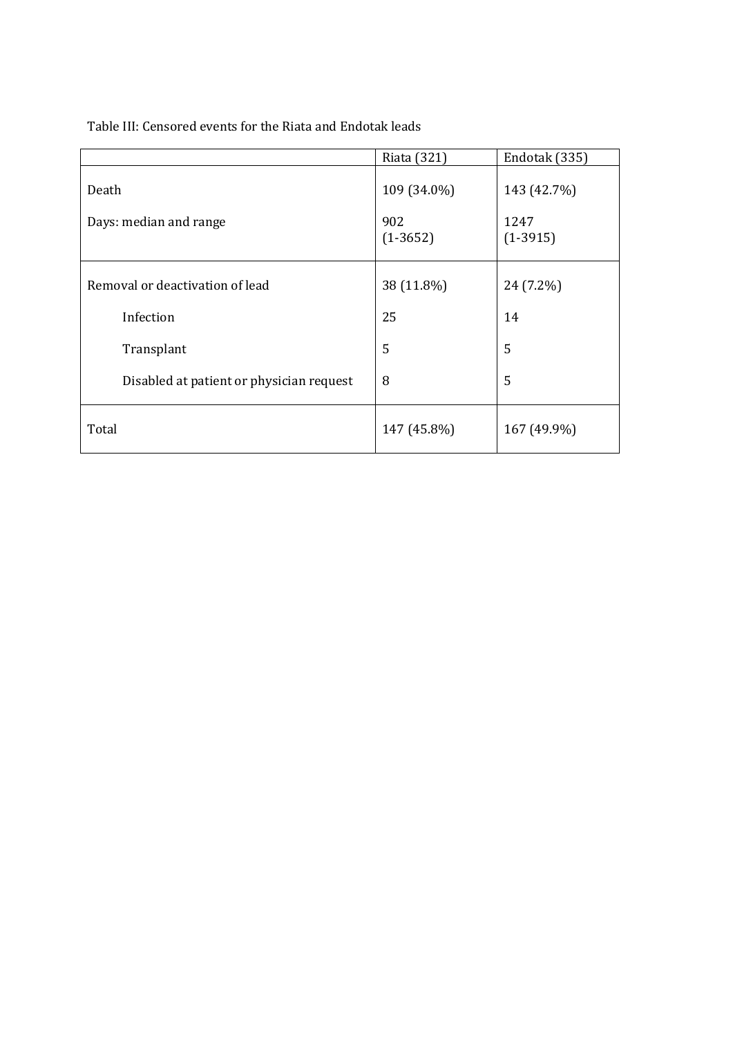Table III: Censored events for the Riata and Endotak leads

| | Riata (321) | Endotak (335) |
|---|---|---|
| Death | 109 (34.0%) | 143 (42.7%) |
| Days: median and range | 902 (1-3652) | 1247 (1-3915) |
| Removal or deactivation of lead | 38 (11.8%) | 24 (7.2%) |
| Infection | 25 | 14 |
| Transplant | 5 | 5 |
| Disabled at patient or physician request | 8 | 5 |
| Total | 147 (45.8%) | 167 (49.9%) |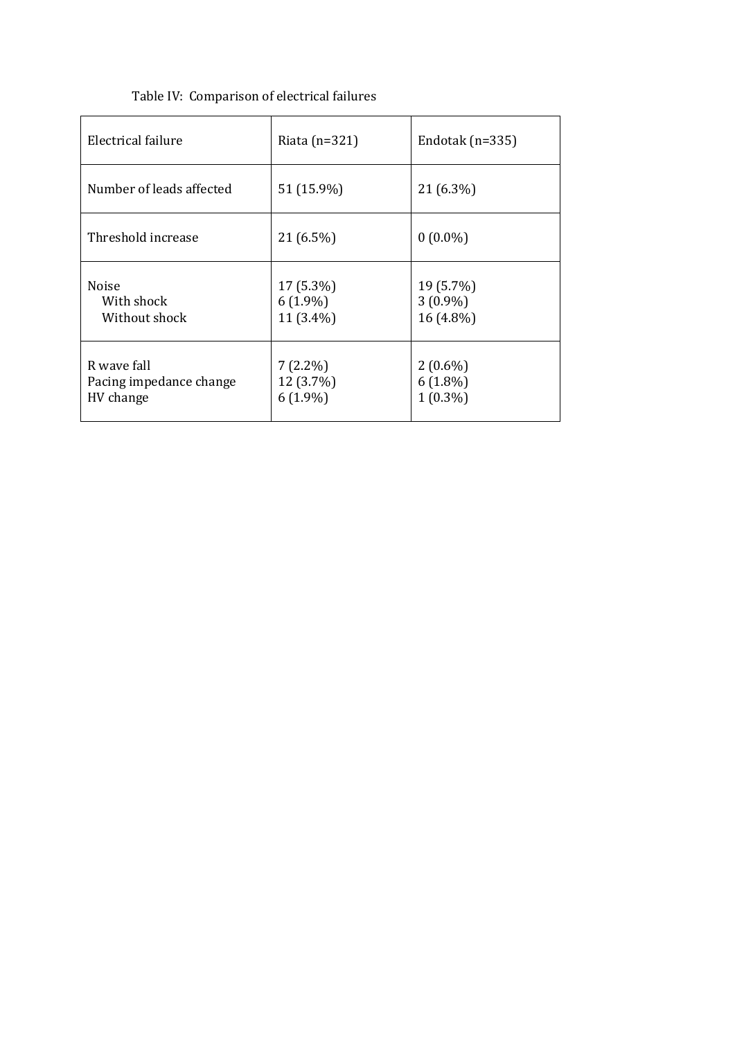Table IV: Comparison of electrical failures

| Electrical failure | Riata (n=321) | Endotak (n=335) |
|---|---|---|
| Number of leads affected | 51 (15.9%) | 21 (6.3%) |
| Threshold increase | 21 (6.5%) | 0 (0.0%) |
| Noise | 17 (5.3%) | 19 (5.7%) |
| With shock | 6 (1.9%) | 3 (0.9%) |
| Without shock | 11 (3.4%) | 16 (4.8%) |
| R wave fall | 7 (2.2%) | 2 (0.6%) |
| Pacing impedance change | 12 (3.7%) | 6 (1.8%) |
| HV change | 6 (1.9%) | 1 (0.3%) |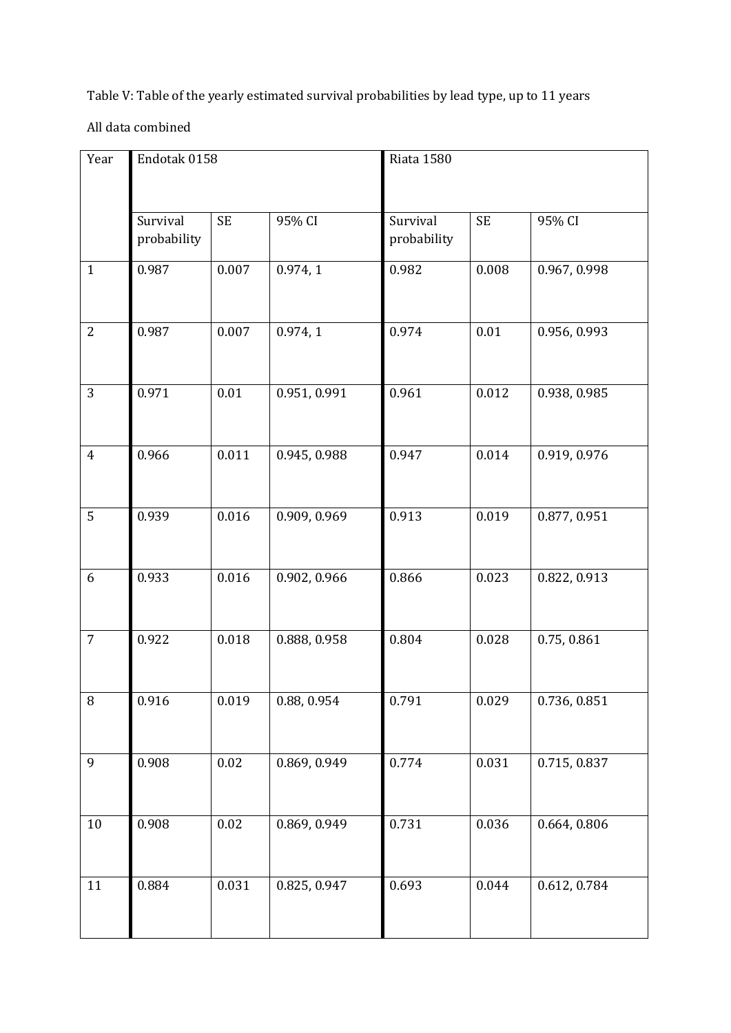Table V: Table of the yearly estimated survival probabilities by lead type, up to 11 years

All data combined

| Year | Endotak 0158 | | | Riata 1580 | | |
|---|---|---|---|---|---|---|
| | Survival probability | SE | 95% CI | Survival probability | SE | 95% CI |
| 1 | 0.987 | 0.007 | 0.974, 1 | 0.982 | 0.008 | 0.967, 0.998 |
| 2 | 0.987 | 0.007 | 0.974, 1 | 0.974 | 0.01 | 0.956, 0.993 |
| 3 | 0.971 | 0.01 | 0.951, 0.991 | 0.961 | 0.012 | 0.938, 0.985 |
| 4 | 0.966 | 0.011 | 0.945, 0.988 | 0.947 | 0.014 | 0.919, 0.976 |
| 5 | 0.939 | 0.016 | 0.909, 0.969 | 0.913 | 0.019 | 0.877, 0.951 |
| 6 | 0.933 | 0.016 | 0.902, 0.966 | 0.866 | 0.023 | 0.822, 0.913 |
| 7 | 0.922 | 0.018 | 0.888, 0.958 | 0.804 | 0.028 | 0.75, 0.861 |
| 8 | 0.916 | 0.019 | 0.88, 0.954 | 0.791 | 0.029 | 0.736, 0.851 |
| 9 | 0.908 | 0.02 | 0.869, 0.949 | 0.774 | 0.031 | 0.715, 0.837 |
| 10 | 0.908 | 0.02 | 0.869, 0.949 | 0.731 | 0.036 | 0.664, 0.806 |
| 11 | 0.884 | 0.031 | 0.825, 0.947 | 0.693 | 0.044 | 0.612, 0.784 |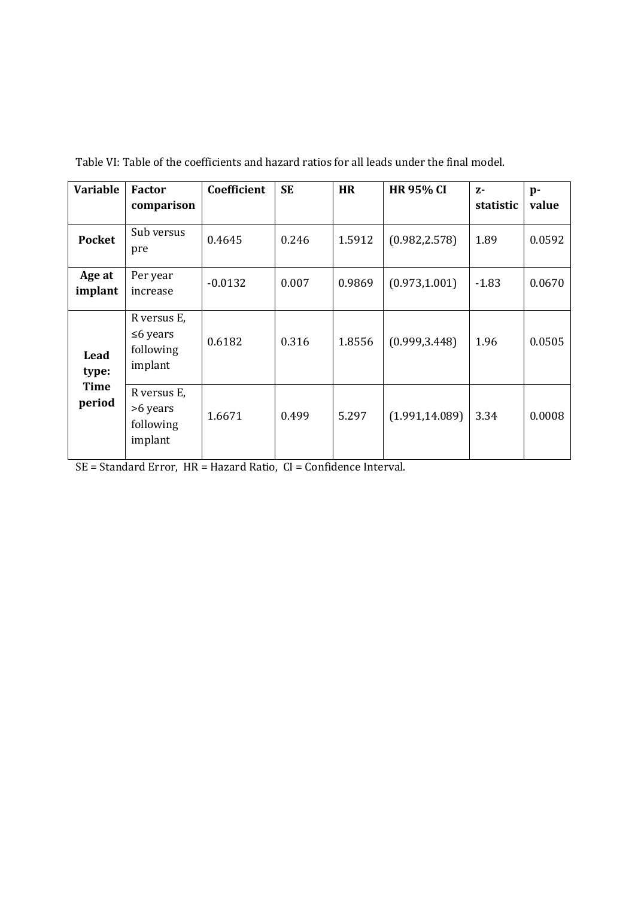Table VI: Table of the coefficients and hazard ratios for all leads under the final model.

| Variable | Factor comparison | Coefficient | SE | HR | HR 95% CI | z-statistic | p-value |
|---|---|---|---|---|---|---|---|
| **Pocket** | Sub versus pre | 0.4645 | 0.246 | 1.5912 | (0.982,2.578) | 1.89 | 0.0592 |
| **Age at implant** | Per year increase | -0.0132 | 0.007 | 0.9869 | (0.973,1.001) | -1.83 | 0.0670 |
| **Lead type: Time period** | R versus E, ≤6 years following implant | 0.6182 | 0.316 | 1.8556 | (0.999,3.448) | 1.96 | 0.0505 |
| | R versus E, >6 years following implant | 1.6671 | 0.499 | 5.297 | (1.991,14.089) | 3.34 | 0.0008 |

SE = Standard Error, HR = Hazard Ratio, CI = Confidence Interval.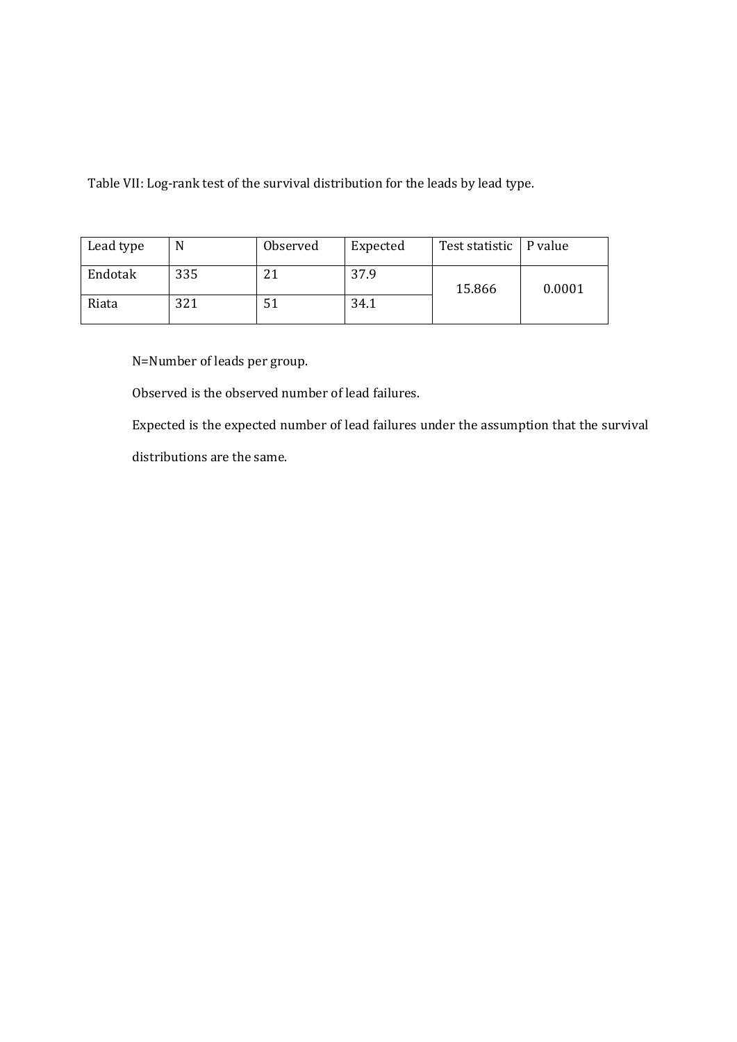Table VII: Log-rank test of the survival distribution for the leads by lead type.

| Lead type | N | Observed | Expected | Test statistic | P value |
| --- | --- | --- | --- | --- | --- |
| Endotak | 335 | 21 | 37.9 | 15.866 | 0.0001 |
| Riata | 321 | 51 | 34.1 | | |

N=Number of leads per group.

Observed is the observed number of lead failures.

Expected is the expected number of lead failures under the assumption that the survival distributions are the same.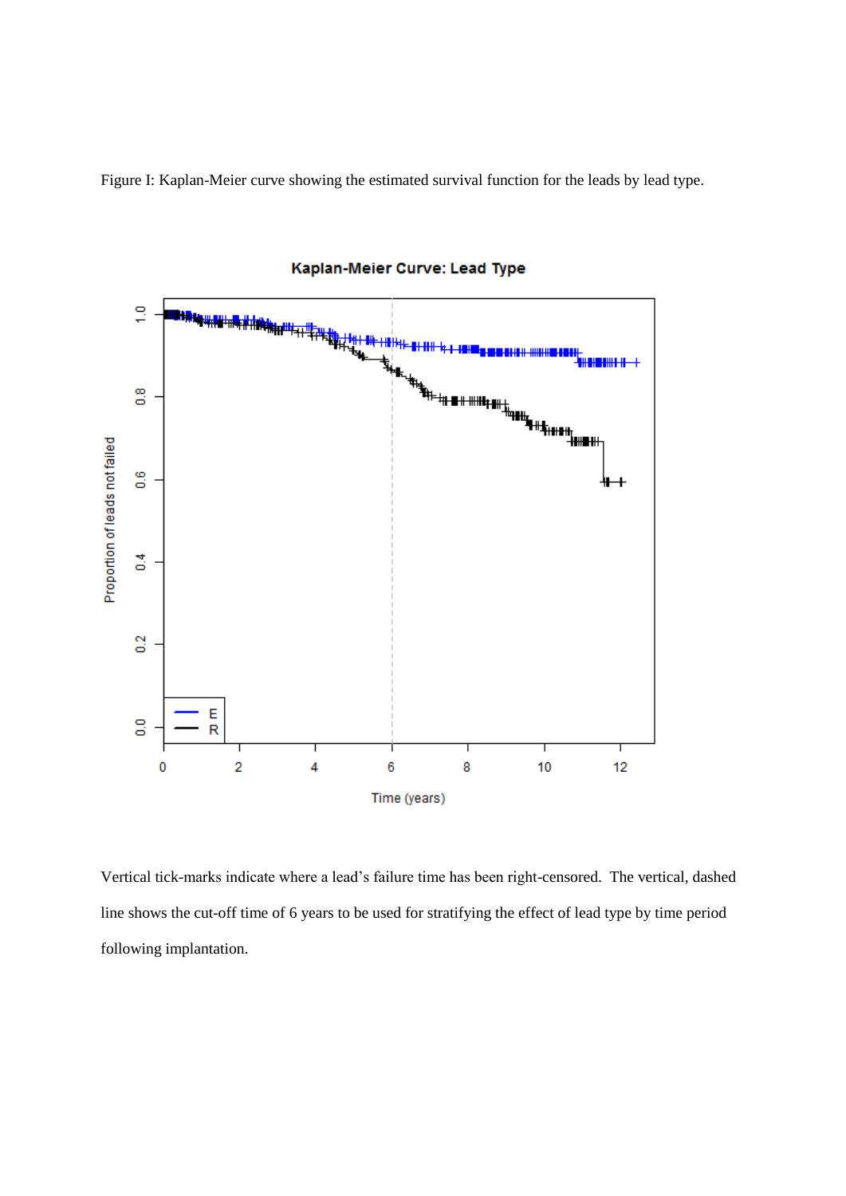Figure I: Kaplan-Meier curve showing the estimated survival function for the leads by lead type.

Kaplan-Meier Curve: Lead Type

Proportion of leads not failed

1.0
0.8
0.6
0.4
0.2
0.0

0
2
4
6
8
10
12

Time (years)

E
R

Vertical tick-marks indicate where a lead's failure time has been right-censored. The vertical, dashed line shows the cut-off time of 6 years to be used for stratifying the effect of lead type by time period following implantation.